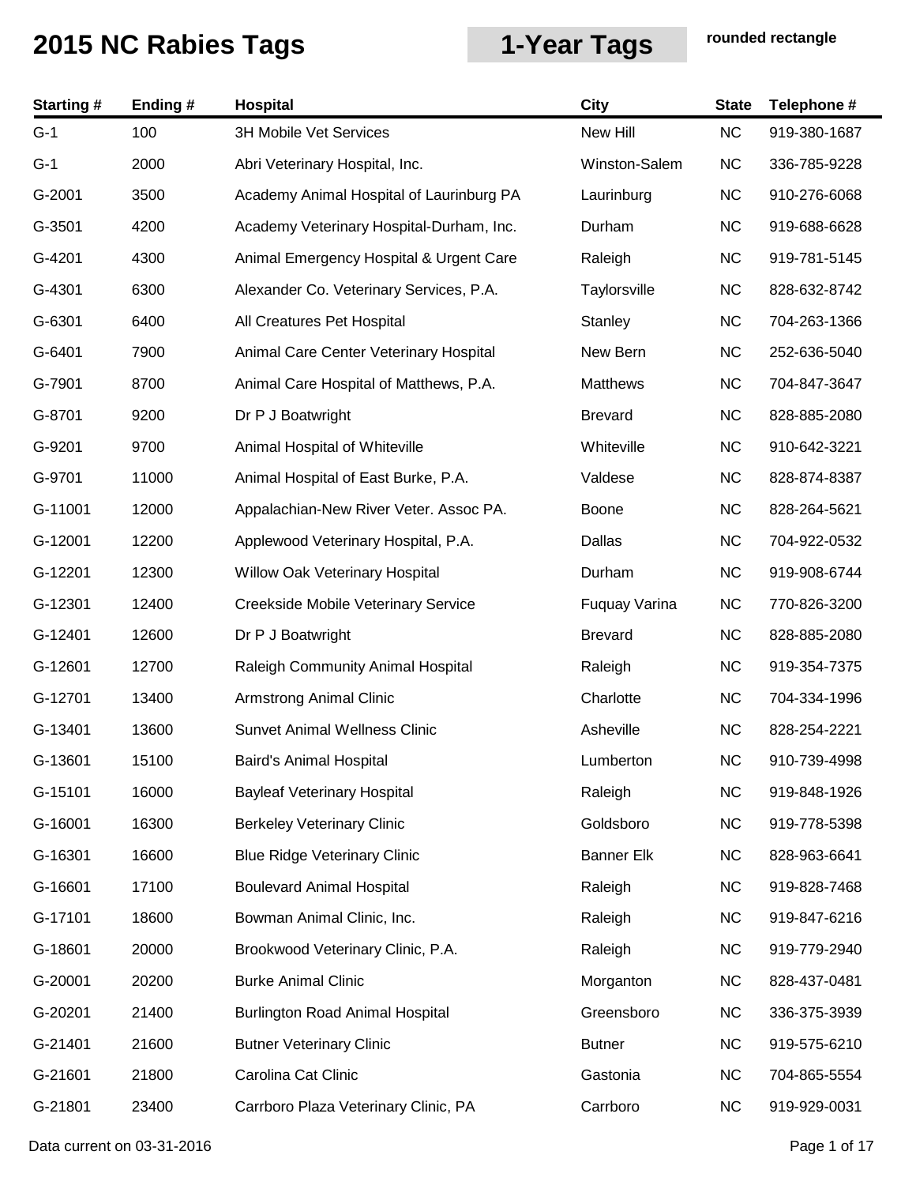# 2015 NC Rabies Tags

## 1-Year Tags

**rounded rectangle**

| Starting # | Ending # | Hospital | City | State | Telephone # |
|---|---|---|---|---|---|
| G-1 | 100 | 3H Mobile Vet Services | New Hill | NC | 919-380-1687 |
| G-1 | 2000 | Abri Veterinary Hospital, Inc. | Winston-Salem | NC | 336-785-9228 |
| G-2001 | 3500 | Academy Animal Hospital of Laurinburg PA | Laurinburg | NC | 910-276-6068 |
| G-3501 | 4200 | Academy Veterinary Hospital-Durham, Inc. | Durham | NC | 919-688-6628 |
| G-4201 | 4300 | Animal Emergency Hospital & Urgent Care | Raleigh | NC | 919-781-5145 |
| G-4301 | 6300 | Alexander Co. Veterinary Services, P.A. | Taylorsville | NC | 828-632-8742 |
| G-6301 | 6400 | All Creatures Pet Hospital | Stanley | NC | 704-263-1366 |
| G-6401 | 7900 | Animal Care Center Veterinary Hospital | New Bern | NC | 252-636-5040 |
| G-7901 | 8700 | Animal Care Hospital of Matthews, P.A. | Matthews | NC | 704-847-3647 |
| G-8701 | 9200 | Dr P J Boatwright | Brevard | NC | 828-885-2080 |
| G-9201 | 9700 | Animal Hospital of Whiteville | Whiteville | NC | 910-642-3221 |
| G-9701 | 11000 | Animal Hospital of East Burke, P.A. | Valdese | NC | 828-874-8387 |
| G-11001 | 12000 | Appalachian-New River Veter. Assoc PA. | Boone | NC | 828-264-5621 |
| G-12001 | 12200 | Applewood Veterinary Hospital, P.A. | Dallas | NC | 704-922-0532 |
| G-12201 | 12300 | Willow Oak Veterinary Hospital | Durham | NC | 919-908-6744 |
| G-12301 | 12400 | Creekside Mobile Veterinary Service | Fuquay Varina | NC | 770-826-3200 |
| G-12401 | 12600 | Dr P J Boatwright | Brevard | NC | 828-885-2080 |
| G-12601 | 12700 | Raleigh Community Animal Hospital | Raleigh | NC | 919-354-7375 |
| G-12701 | 13400 | Armstrong Animal Clinic | Charlotte | NC | 704-334-1996 |
| G-13401 | 13600 | Sunvet Animal Wellness Clinic | Asheville | NC | 828-254-2221 |
| G-13601 | 15100 | Baird's Animal Hospital | Lumberton | NC | 910-739-4998 |
| G-15101 | 16000 | Bayleaf Veterinary Hospital | Raleigh | NC | 919-848-1926 |
| G-16001 | 16300 | Berkeley Veterinary Clinic | Goldsboro | NC | 919-778-5398 |
| G-16301 | 16600 | Blue Ridge Veterinary Clinic | Banner Elk | NC | 828-963-6641 |
| G-16601 | 17100 | Boulevard Animal Hospital | Raleigh | NC | 919-828-7468 |
| G-17101 | 18600 | Bowman Animal Clinic, Inc. | Raleigh | NC | 919-847-6216 |
| G-18601 | 20000 | Brookwood Veterinary Clinic, P.A. | Raleigh | NC | 919-779-2940 |
| G-20001 | 20200 | Burke Animal Clinic | Morganton | NC | 828-437-0481 |
| G-20201 | 21400 | Burlington Road Animal Hospital | Greensboro | NC | 336-375-3939 |
| G-21401 | 21600 | Butner Veterinary Clinic | Butner | NC | 919-575-6210 |
| G-21601 | 21800 | Carolina Cat Clinic | Gastonia | NC | 704-865-5554 |
| G-21801 | 23400 | Carrboro Plaza Veterinary Clinic, PA | Carrboro | NC | 919-929-0031 |

Data current on 03-31-2016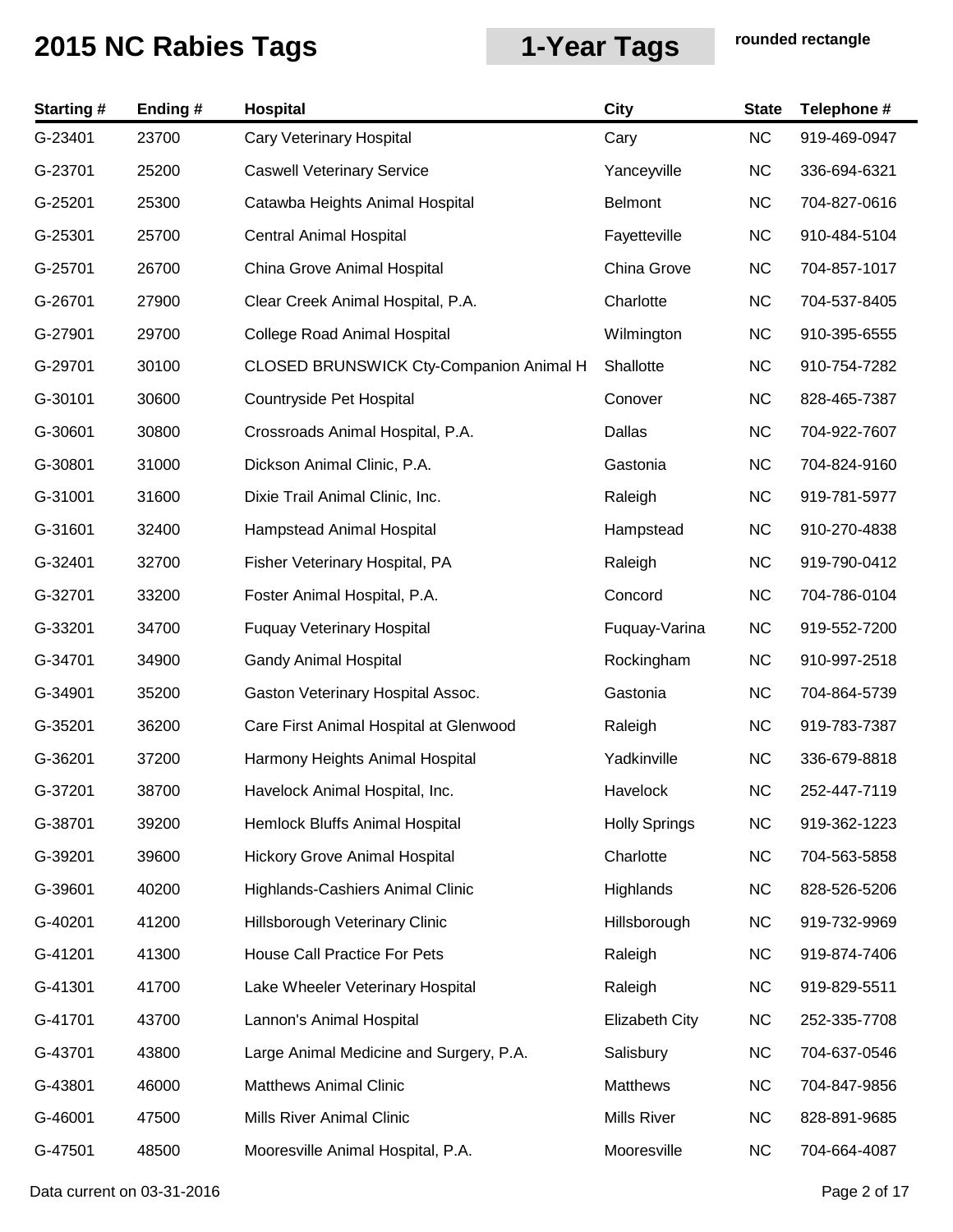# 2015 NC Rabies Tags

## 1-Year Tags

**rounded rectangle**

| Starting # | Ending # | Hospital | City | State | Telephone # |
|---|---|---|---|---|---|
| G-23401 | 23700 | Cary Veterinary Hospital | Cary | NC | 919-469-0947 |
| G-23701 | 25200 | Caswell Veterinary Service | Yanceyville | NC | 336-694-6321 |
| G-25201 | 25300 | Catawba Heights Animal Hospital | Belmont | NC | 704-827-0616 |
| G-25301 | 25700 | Central Animal Hospital | Fayetteville | NC | 910-484-5104 |
| G-25701 | 26700 | China Grove Animal Hospital | China Grove | NC | 704-857-1017 |
| G-26701 | 27900 | Clear Creek Animal Hospital, P.A. | Charlotte | NC | 704-537-8405 |
| G-27901 | 29700 | College Road Animal Hospital | Wilmington | NC | 910-395-6555 |
| G-29701 | 30100 | CLOSED BRUNSWICK Cty-Companion Animal H | Shallotte | NC | 910-754-7282 |
| G-30101 | 30600 | Countryside Pet Hospital | Conover | NC | 828-465-7387 |
| G-30601 | 30800 | Crossroads Animal Hospital, P.A. | Dallas | NC | 704-922-7607 |
| G-30801 | 31000 | Dickson Animal Clinic, P.A. | Gastonia | NC | 704-824-9160 |
| G-31001 | 31600 | Dixie Trail Animal Clinic, Inc. | Raleigh | NC | 919-781-5977 |
| G-31601 | 32400 | Hampstead Animal Hospital | Hampstead | NC | 910-270-4838 |
| G-32401 | 32700 | Fisher Veterinary Hospital, PA | Raleigh | NC | 919-790-0412 |
| G-32701 | 33200 | Foster Animal Hospital, P.A. | Concord | NC | 704-786-0104 |
| G-33201 | 34700 | Fuquay Veterinary Hospital | Fuquay-Varina | NC | 919-552-7200 |
| G-34701 | 34900 | Gandy Animal Hospital | Rockingham | NC | 910-997-2518 |
| G-34901 | 35200 | Gaston Veterinary Hospital Assoc. | Gastonia | NC | 704-864-5739 |
| G-35201 | 36200 | Care First Animal Hospital at Glenwood | Raleigh | NC | 919-783-7387 |
| G-36201 | 37200 | Harmony Heights Animal Hospital | Yadkinville | NC | 336-679-8818 |
| G-37201 | 38700 | Havelock Animal Hospital, Inc. | Havelock | NC | 252-447-7119 |
| G-38701 | 39200 | Hemlock Bluffs Animal Hospital | Holly Springs | NC | 919-362-1223 |
| G-39201 | 39600 | Hickory Grove Animal Hospital | Charlotte | NC | 704-563-5858 |
| G-39601 | 40200 | Highlands-Cashiers Animal Clinic | Highlands | NC | 828-526-5206 |
| G-40201 | 41200 | Hillsborough Veterinary Clinic | Hillsborough | NC | 919-732-9969 |
| G-41201 | 41300 | House Call Practice For Pets | Raleigh | NC | 919-874-7406 |
| G-41301 | 41700 | Lake Wheeler Veterinary Hospital | Raleigh | NC | 919-829-5511 |
| G-41701 | 43700 | Lannon's Animal Hospital | Elizabeth City | NC | 252-335-7708 |
| G-43701 | 43800 | Large Animal Medicine and Surgery, P.A. | Salisbury | NC | 704-637-0546 |
| G-43801 | 46000 | Matthews Animal Clinic | Matthews | NC | 704-847-9856 |
| G-46001 | 47500 | Mills River Animal Clinic | Mills River | NC | 828-891-9685 |
| G-47501 | 48500 | Mooresville Animal Hospital, P.A. | Mooresville | NC | 704-664-4087 |

Data current on 03-31-2016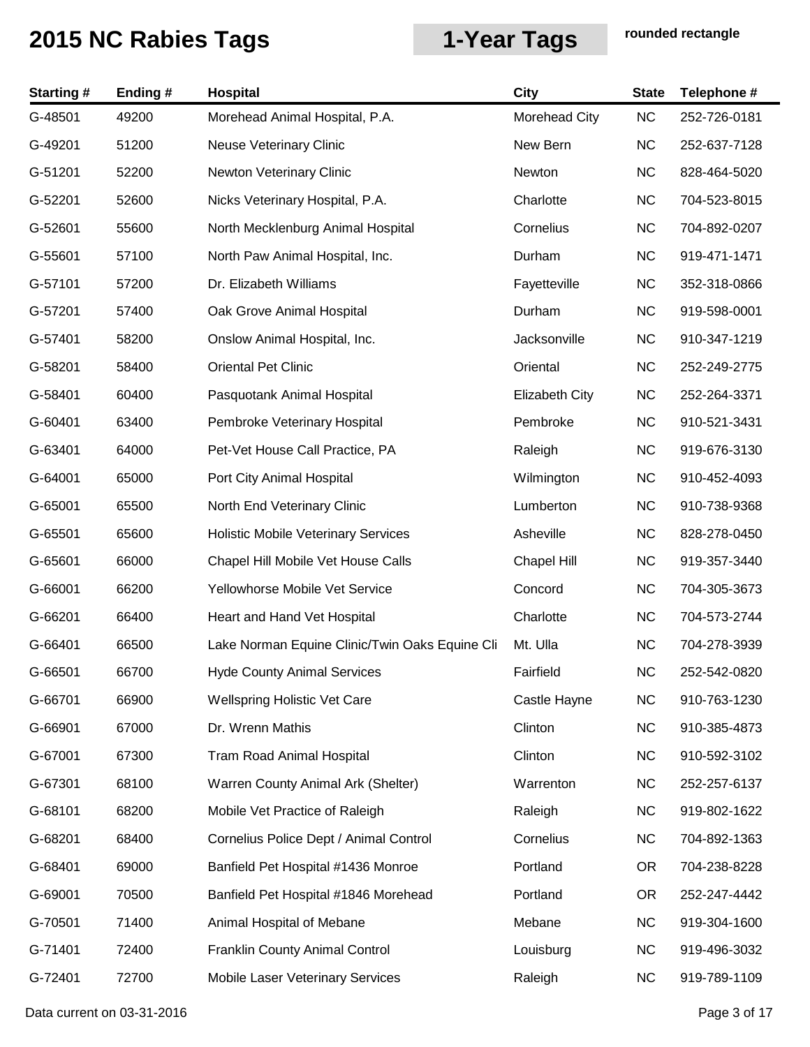# 2015 NC Rabies Tags

## 1-Year Tags

rounded rectangle

| Starting # | Ending # | Hospital | City | State | Telephone # |
|---|---|---|---|---|---|
| G-48501 | 49200 | Morehead Animal Hospital, P.A. | Morehead City | NC | 252-726-0181 |
| G-49201 | 51200 | Neuse Veterinary Clinic | New Bern | NC | 252-637-7128 |
| G-51201 | 52200 | Newton Veterinary Clinic | Newton | NC | 828-464-5020 |
| G-52201 | 52600 | Nicks Veterinary Hospital, P.A. | Charlotte | NC | 704-523-8015 |
| G-52601 | 55600 | North Mecklenburg Animal Hospital | Cornelius | NC | 704-892-0207 |
| G-55601 | 57100 | North Paw Animal Hospital, Inc. | Durham | NC | 919-471-1471 |
| G-57101 | 57200 | Dr. Elizabeth Williams | Fayetteville | NC | 352-318-0866 |
| G-57201 | 57400 | Oak Grove Animal Hospital | Durham | NC | 919-598-0001 |
| G-57401 | 58200 | Onslow Animal Hospital, Inc. | Jacksonville | NC | 910-347-1219 |
| G-58201 | 58400 | Oriental Pet Clinic | Oriental | NC | 252-249-2775 |
| G-58401 | 60400 | Pasquotank Animal Hospital | Elizabeth City | NC | 252-264-3371 |
| G-60401 | 63400 | Pembroke Veterinary Hospital | Pembroke | NC | 910-521-3431 |
| G-63401 | 64000 | Pet-Vet House Call Practice, PA | Raleigh | NC | 919-676-3130 |
| G-64001 | 65000 | Port City Animal Hospital | Wilmington | NC | 910-452-4093 |
| G-65001 | 65500 | North End Veterinary Clinic | Lumberton | NC | 910-738-9368 |
| G-65501 | 65600 | Holistic Mobile Veterinary Services | Asheville | NC | 828-278-0450 |
| G-65601 | 66000 | Chapel Hill Mobile Vet House Calls | Chapel Hill | NC | 919-357-3440 |
| G-66001 | 66200 | Yellowhorse Mobile Vet Service | Concord | NC | 704-305-3673 |
| G-66201 | 66400 | Heart and Hand Vet Hospital | Charlotte | NC | 704-573-2744 |
| G-66401 | 66500 | Lake Norman Equine Clinic/Twin Oaks Equine Cli | Mt. Ulla | NC | 704-278-3939 |
| G-66501 | 66700 | Hyde County Animal Services | Fairfield | NC | 252-542-0820 |
| G-66701 | 66900 | Wellspring Holistic Vet Care | Castle Hayne | NC | 910-763-1230 |
| G-66901 | 67000 | Dr. Wrenn Mathis | Clinton | NC | 910-385-4873 |
| G-67001 | 67300 | Tram Road Animal Hospital | Clinton | NC | 910-592-3102 |
| G-67301 | 68100 | Warren County Animal Ark (Shelter) | Warrenton | NC | 252-257-6137 |
| G-68101 | 68200 | Mobile Vet Practice of Raleigh | Raleigh | NC | 919-802-1622 |
| G-68201 | 68400 | Cornelius Police Dept / Animal Control | Cornelius | NC | 704-892-1363 |
| G-68401 | 69000 | Banfield Pet Hospital #1436 Monroe | Portland | OR | 704-238-8228 |
| G-69001 | 70500 | Banfield Pet Hospital #1846 Morehead | Portland | OR | 252-247-4442 |
| G-70501 | 71400 | Animal Hospital of Mebane | Mebane | NC | 919-304-1600 |
| G-71401 | 72400 | Franklin County Animal Control | Louisburg | NC | 919-496-3032 |
| G-72401 | 72700 | Mobile Laser Veterinary Services | Raleigh | NC | 919-789-1109 |

Data current on 03-31-2016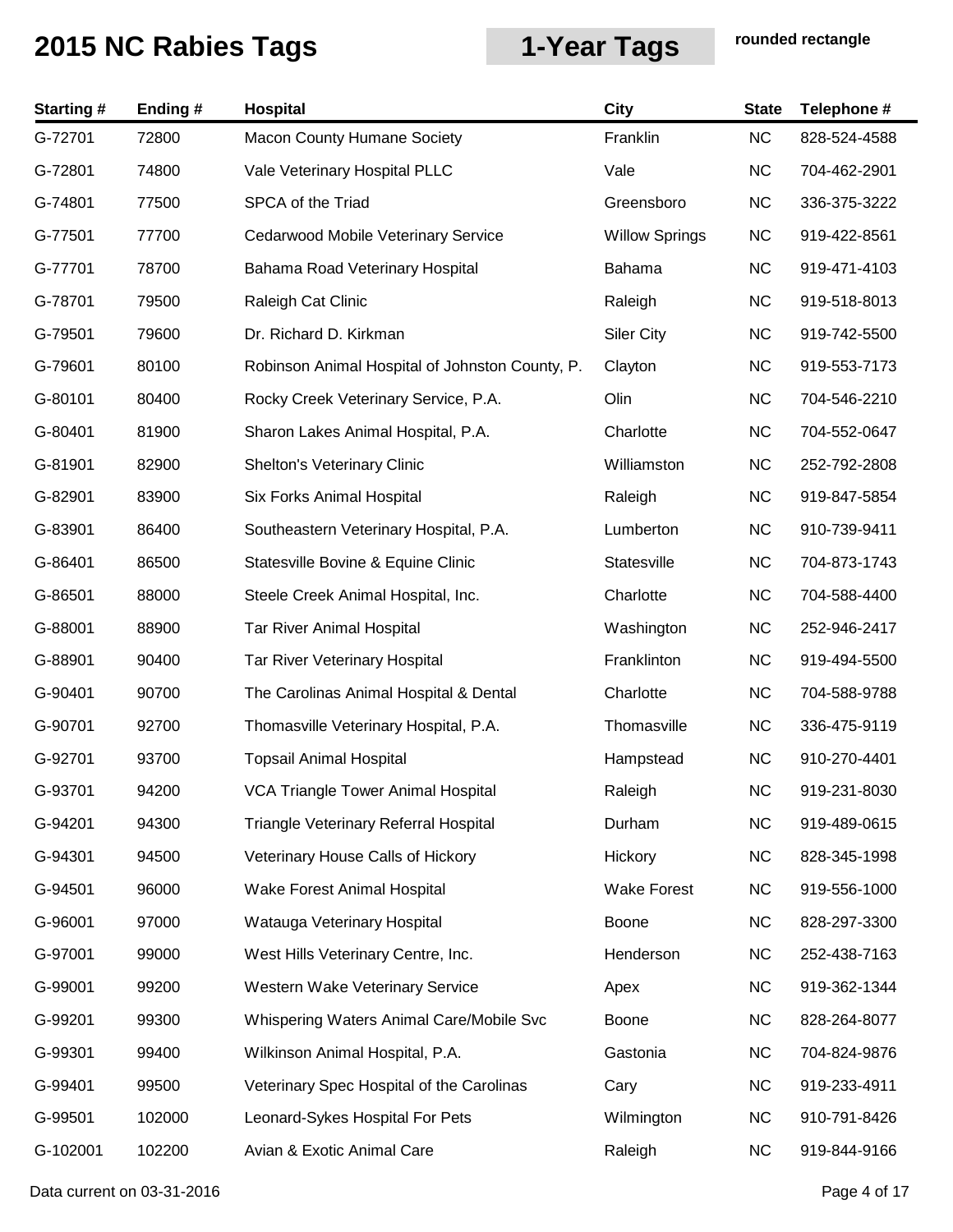# 2015 NC Rabies Tags

## 1-Year Tags

**rounded rectangle**

| Starting # | Ending # | Hospital | City | State | Telephone # |
|---|---|---|---|---|---|
| G-72701 | 72800 | Macon County Humane Society | Franklin | NC | 828-524-4588 |
| G-72801 | 74800 | Vale Veterinary Hospital PLLC | Vale | NC | 704-462-2901 |
| G-74801 | 77500 | SPCA of the Triad | Greensboro | NC | 336-375-3222 |
| G-77501 | 77700 | Cedarwood Mobile Veterinary Service | Willow Springs | NC | 919-422-8561 |
| G-77701 | 78700 | Bahama Road Veterinary Hospital | Bahama | NC | 919-471-4103 |
| G-78701 | 79500 | Raleigh Cat Clinic | Raleigh | NC | 919-518-8013 |
| G-79501 | 79600 | Dr. Richard D. Kirkman | Siler City | NC | 919-742-5500 |
| G-79601 | 80100 | Robinson Animal Hospital of Johnston County, P. | Clayton | NC | 919-553-7173 |
| G-80101 | 80400 | Rocky Creek Veterinary Service, P.A. | Olin | NC | 704-546-2210 |
| G-80401 | 81900 | Sharon Lakes Animal Hospital, P.A. | Charlotte | NC | 704-552-0647 |
| G-81901 | 82900 | Shelton's Veterinary Clinic | Williamston | NC | 252-792-2808 |
| G-82901 | 83900 | Six Forks Animal Hospital | Raleigh | NC | 919-847-5854 |
| G-83901 | 86400 | Southeastern Veterinary Hospital, P.A. | Lumberton | NC | 910-739-9411 |
| G-86401 | 86500 | Statesville Bovine & Equine Clinic | Statesville | NC | 704-873-1743 |
| G-86501 | 88000 | Steele Creek Animal Hospital, Inc. | Charlotte | NC | 704-588-4400 |
| G-88001 | 88900 | Tar River Animal Hospital | Washington | NC | 252-946-2417 |
| G-88901 | 90400 | Tar River Veterinary Hospital | Franklinton | NC | 919-494-5500 |
| G-90401 | 90700 | The Carolinas Animal Hospital & Dental | Charlotte | NC | 704-588-9788 |
| G-90701 | 92700 | Thomasville Veterinary Hospital, P.A. | Thomasville | NC | 336-475-9119 |
| G-92701 | 93700 | Topsail Animal Hospital | Hampstead | NC | 910-270-4401 |
| G-93701 | 94200 | VCA Triangle Tower Animal Hospital | Raleigh | NC | 919-231-8030 |
| G-94201 | 94300 | Triangle Veterinary Referral Hospital | Durham | NC | 919-489-0615 |
| G-94301 | 94500 | Veterinary House Calls of Hickory | Hickory | NC | 828-345-1998 |
| G-94501 | 96000 | Wake Forest Animal Hospital | Wake Forest | NC | 919-556-1000 |
| G-96001 | 97000 | Watauga Veterinary Hospital | Boone | NC | 828-297-3300 |
| G-97001 | 99000 | West Hills Veterinary Centre, Inc. | Henderson | NC | 252-438-7163 |
| G-99001 | 99200 | Western Wake Veterinary Service | Apex | NC | 919-362-1344 |
| G-99201 | 99300 | Whispering Waters Animal Care/Mobile Svc | Boone | NC | 828-264-8077 |
| G-99301 | 99400 | Wilkinson Animal Hospital, P.A. | Gastonia | NC | 704-824-9876 |
| G-99401 | 99500 | Veterinary Spec Hospital of the Carolinas | Cary | NC | 919-233-4911 |
| G-99501 | 102000 | Leonard-Sykes Hospital For Pets | Wilmington | NC | 910-791-8426 |
| G-102001 | 102200 | Avian & Exotic Animal Care | Raleigh | NC | 919-844-9166 |

Data current on 03-31-2016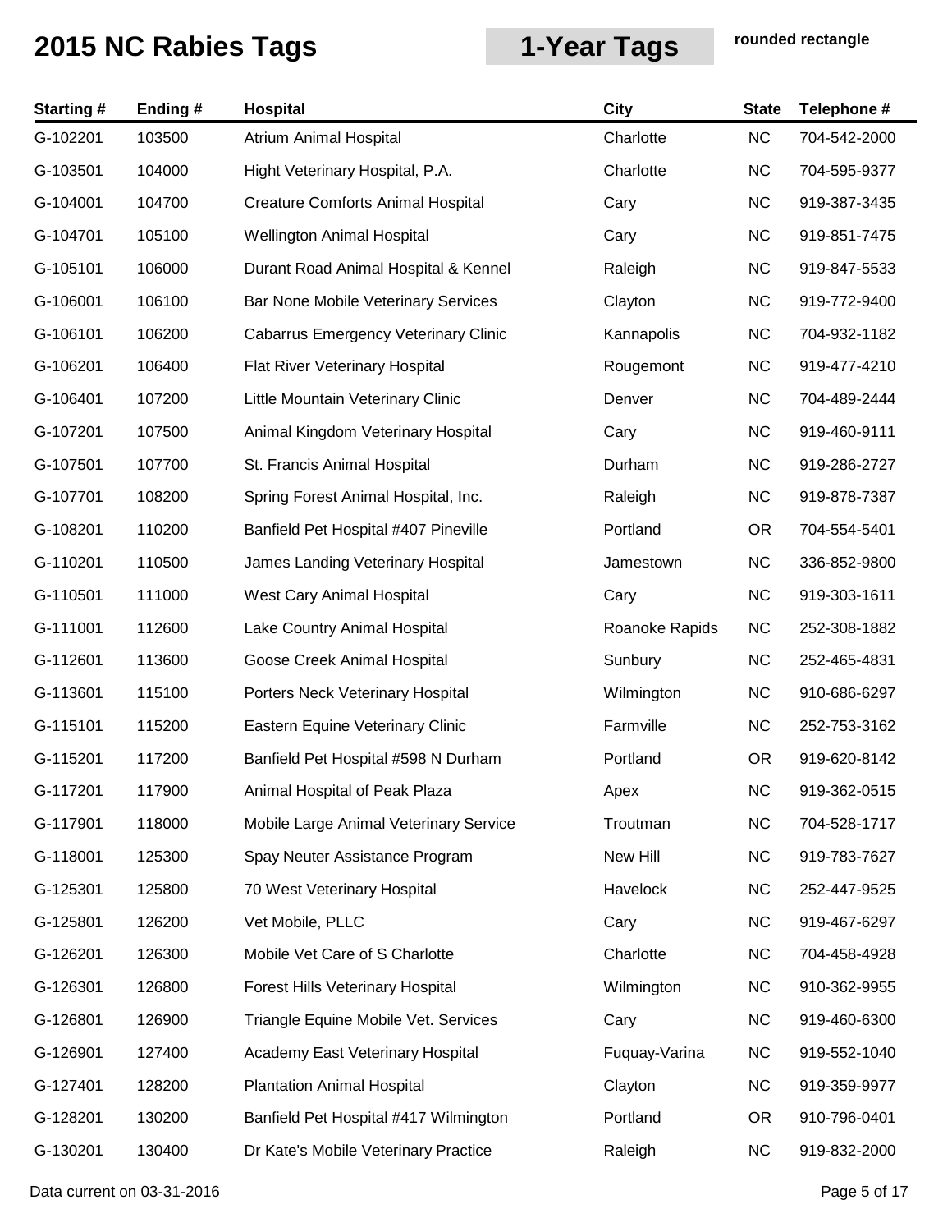# 2015 NC Rabies Tags

## 1-Year Tags

**rounded rectangle**

| Starting # | Ending # | Hospital | City | State | Telephone # |
|---|---|---|---|---|---|
| G-102201 | 103500 | Atrium Animal Hospital | Charlotte | NC | 704-542-2000 |
| G-103501 | 104000 | Hight Veterinary Hospital, P.A. | Charlotte | NC | 704-595-9377 |
| G-104001 | 104700 | Creature Comforts Animal Hospital | Cary | NC | 919-387-3435 |
| G-104701 | 105100 | Wellington Animal Hospital | Cary | NC | 919-851-7475 |
| G-105101 | 106000 | Durant Road Animal Hospital & Kennel | Raleigh | NC | 919-847-5533 |
| G-106001 | 106100 | Bar None Mobile Veterinary Services | Clayton | NC | 919-772-9400 |
| G-106101 | 106200 | Cabarrus Emergency Veterinary Clinic | Kannapolis | NC | 704-932-1182 |
| G-106201 | 106400 | Flat River Veterinary Hospital | Rougemont | NC | 919-477-4210 |
| G-106401 | 107200 | Little Mountain Veterinary Clinic | Denver | NC | 704-489-2444 |
| G-107201 | 107500 | Animal Kingdom Veterinary Hospital | Cary | NC | 919-460-9111 |
| G-107501 | 107700 | St. Francis Animal Hospital | Durham | NC | 919-286-2727 |
| G-107701 | 108200 | Spring Forest Animal Hospital, Inc. | Raleigh | NC | 919-878-7387 |
| G-108201 | 110200 | Banfield Pet Hospital #407 Pineville | Portland | OR | 704-554-5401 |
| G-110201 | 110500 | James Landing Veterinary Hospital | Jamestown | NC | 336-852-9800 |
| G-110501 | 111000 | West Cary Animal Hospital | Cary | NC | 919-303-1611 |
| G-111001 | 112600 | Lake Country Animal Hospital | Roanoke Rapids | NC | 252-308-1882 |
| G-112601 | 113600 | Goose Creek Animal Hospital | Sunbury | NC | 252-465-4831 |
| G-113601 | 115100 | Porters Neck Veterinary Hospital | Wilmington | NC | 910-686-6297 |
| G-115101 | 115200 | Eastern Equine Veterinary Clinic | Farmville | NC | 252-753-3162 |
| G-115201 | 117200 | Banfield Pet Hospital #598 N Durham | Portland | OR | 919-620-8142 |
| G-117201 | 117900 | Animal Hospital of Peak Plaza | Apex | NC | 919-362-0515 |
| G-117901 | 118000 | Mobile Large Animal Veterinary Service | Troutman | NC | 704-528-1717 |
| G-118001 | 125300 | Spay Neuter Assistance Program | New Hill | NC | 919-783-7627 |
| G-125301 | 125800 | 70 West Veterinary Hospital | Havelock | NC | 252-447-9525 |
| G-125801 | 126200 | Vet Mobile, PLLC | Cary | NC | 919-467-6297 |
| G-126201 | 126300 | Mobile Vet Care of S Charlotte | Charlotte | NC | 704-458-4928 |
| G-126301 | 126800 | Forest Hills Veterinary Hospital | Wilmington | NC | 910-362-9955 |
| G-126801 | 126900 | Triangle Equine Mobile Vet. Services | Cary | NC | 919-460-6300 |
| G-126901 | 127400 | Academy East Veterinary Hospital | Fuquay-Varina | NC | 919-552-1040 |
| G-127401 | 128200 | Plantation Animal Hospital | Clayton | NC | 919-359-9977 |
| G-128201 | 130200 | Banfield Pet Hospital #417 Wilmington | Portland | OR | 910-796-0401 |
| G-130201 | 130400 | Dr Kate's Mobile Veterinary Practice | Raleigh | NC | 919-832-2000 |

Data current on 03-31-2016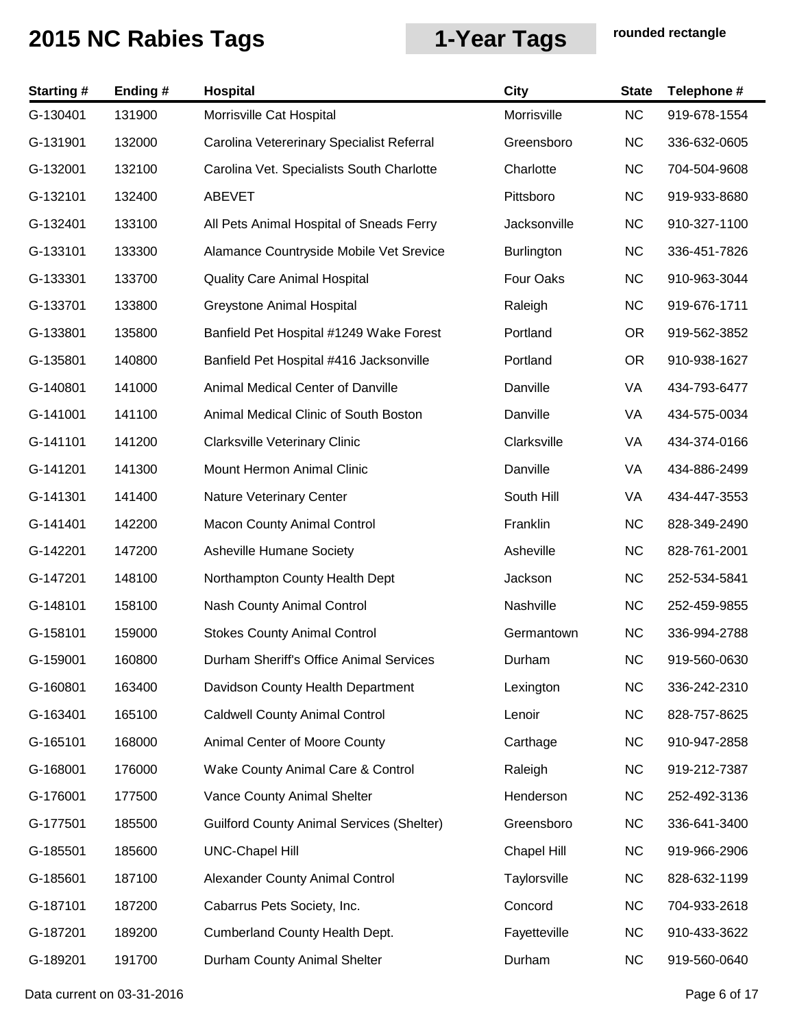# 2015 NC Rabies Tags

## 1-Year Tags

rounded rectangle

| Starting # | Ending # | Hospital | City | State | Telephone # |
|---|---|---|---|---|---|
| G-130401 | 131900 | Morrisville Cat Hospital | Morrisville | NC | 919-678-1554 |
| G-131901 | 132000 | Carolina Vetererinary Specialist Referral | Greensboro | NC | 336-632-0605 |
| G-132001 | 132100 | Carolina Vet. Specialists South Charlotte | Charlotte | NC | 704-504-9608 |
| G-132101 | 132400 | ABEVET | Pittsboro | NC | 919-933-8680 |
| G-132401 | 133100 | All Pets Animal Hospital of Sneads Ferry | Jacksonville | NC | 910-327-1100 |
| G-133101 | 133300 | Alamance Countryside Mobile Vet Srevice | Burlington | NC | 336-451-7826 |
| G-133301 | 133700 | Quality Care Animal Hospital | Four Oaks | NC | 910-963-3044 |
| G-133701 | 133800 | Greystone Animal Hospital | Raleigh | NC | 919-676-1711 |
| G-133801 | 135800 | Banfield Pet Hospital #1249 Wake Forest | Portland | OR | 919-562-3852 |
| G-135801 | 140800 | Banfield Pet Hospital #416 Jacksonville | Portland | OR | 910-938-1627 |
| G-140801 | 141000 | Animal Medical Center of Danville | Danville | VA | 434-793-6477 |
| G-141001 | 141100 | Animal Medical Clinic of South Boston | Danville | VA | 434-575-0034 |
| G-141101 | 141200 | Clarksville Veterinary Clinic | Clarksville | VA | 434-374-0166 |
| G-141201 | 141300 | Mount Hermon Animal Clinic | Danville | VA | 434-886-2499 |
| G-141301 | 141400 | Nature Veterinary Center | South Hill | VA | 434-447-3553 |
| G-141401 | 142200 | Macon County Animal Control | Franklin | NC | 828-349-2490 |
| G-142201 | 147200 | Asheville Humane Society | Asheville | NC | 828-761-2001 |
| G-147201 | 148100 | Northampton County Health Dept | Jackson | NC | 252-534-5841 |
| G-148101 | 158100 | Nash County Animal Control | Nashville | NC | 252-459-9855 |
| G-158101 | 159000 | Stokes County Animal Control | Germantown | NC | 336-994-2788 |
| G-159001 | 160800 | Durham Sheriff's Office Animal Services | Durham | NC | 919-560-0630 |
| G-160801 | 163400 | Davidson County Health Department | Lexington | NC | 336-242-2310 |
| G-163401 | 165100 | Caldwell County Animal Control | Lenoir | NC | 828-757-8625 |
| G-165101 | 168000 | Animal Center of Moore County | Carthage | NC | 910-947-2858 |
| G-168001 | 176000 | Wake County Animal Care & Control | Raleigh | NC | 919-212-7387 |
| G-176001 | 177500 | Vance County Animal Shelter | Henderson | NC | 252-492-3136 |
| G-177501 | 185500 | Guilford County Animal Services (Shelter) | Greensboro | NC | 336-641-3400 |
| G-185501 | 185600 | UNC-Chapel Hill | Chapel Hill | NC | 919-966-2906 |
| G-185601 | 187100 | Alexander County Animal Control | Taylorsville | NC | 828-632-1199 |
| G-187101 | 187200 | Cabarrus Pets Society, Inc. | Concord | NC | 704-933-2618 |
| G-187201 | 189200 | Cumberland County Health Dept. | Fayetteville | NC | 910-433-3622 |
| G-189201 | 191700 | Durham County Animal Shelter | Durham | NC | 919-560-0640 |

Data current on 03-31-2016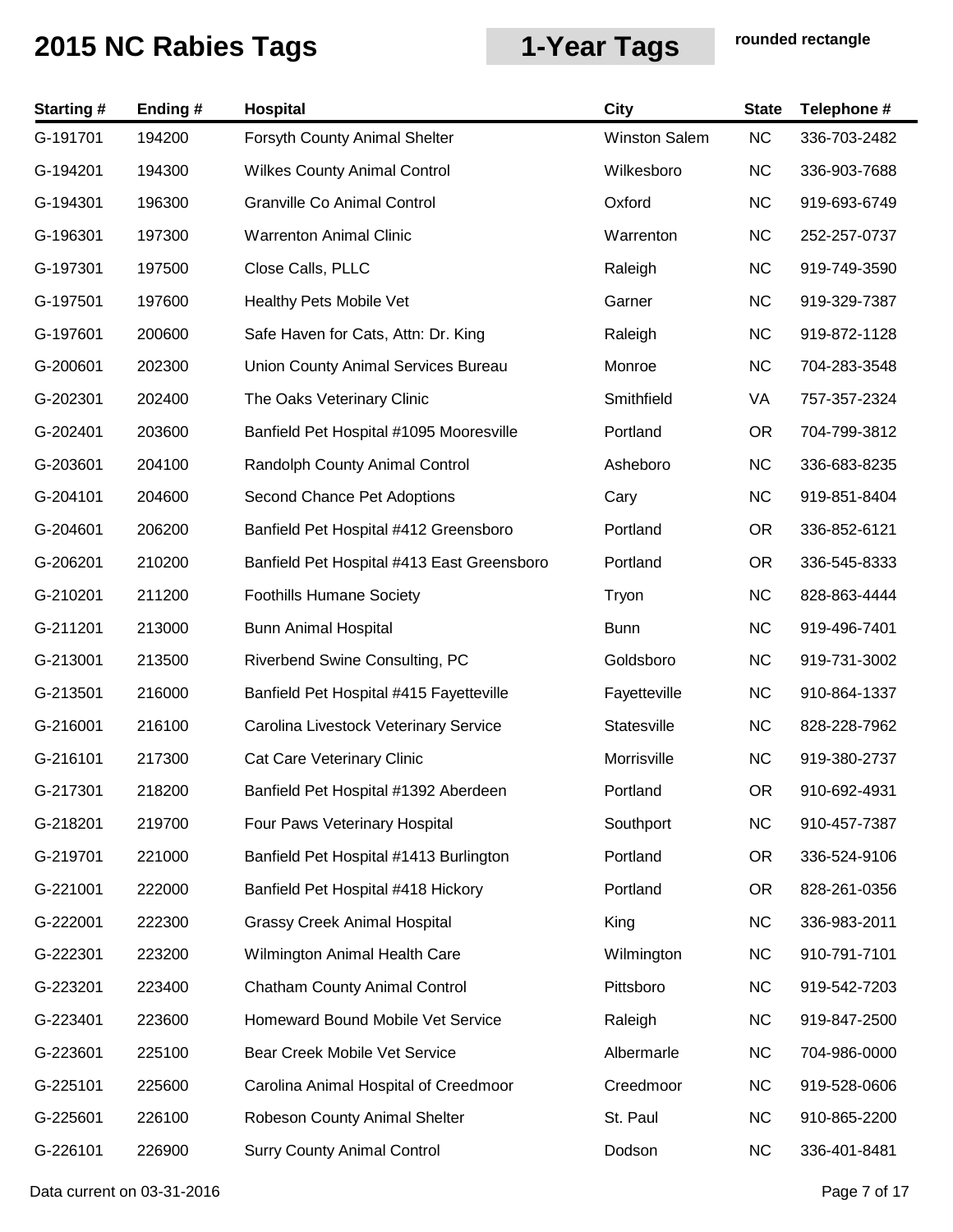# 2015 NC Rabies Tags

## 1-Year Tags

**rounded rectangle**

| Starting # | Ending # | Hospital | City | State | Telephone # |
|---|---|---|---|---|---|
| G-191701 | 194200 | Forsyth County Animal Shelter | Winston Salem | NC | 336-703-2482 |
| G-194201 | 194300 | Wilkes County Animal Control | Wilkesboro | NC | 336-903-7688 |
| G-194301 | 196300 | Granville Co Animal Control | Oxford | NC | 919-693-6749 |
| G-196301 | 197300 | Warrenton Animal Clinic | Warrenton | NC | 252-257-0737 |
| G-197301 | 197500 | Close Calls, PLLC | Raleigh | NC | 919-749-3590 |
| G-197501 | 197600 | Healthy Pets Mobile Vet | Garner | NC | 919-329-7387 |
| G-197601 | 200600 | Safe Haven for Cats, Attn: Dr. King | Raleigh | NC | 919-872-1128 |
| G-200601 | 202300 | Union County Animal Services Bureau | Monroe | NC | 704-283-3548 |
| G-202301 | 202400 | The Oaks Veterinary Clinic | Smithfield | VA | 757-357-2324 |
| G-202401 | 203600 | Banfield Pet Hospital #1095 Mooresville | Portland | OR | 704-799-3812 |
| G-203601 | 204100 | Randolph County Animal Control | Asheboro | NC | 336-683-8235 |
| G-204101 | 204600 | Second Chance Pet Adoptions | Cary | NC | 919-851-8404 |
| G-204601 | 206200 | Banfield Pet Hospital #412 Greensboro | Portland | OR | 336-852-6121 |
| G-206201 | 210200 | Banfield Pet Hospital #413 East Greensboro | Portland | OR | 336-545-8333 |
| G-210201 | 211200 | Foothills Humane Society | Tryon | NC | 828-863-4444 |
| G-211201 | 213000 | Bunn Animal Hospital | Bunn | NC | 919-496-7401 |
| G-213001 | 213500 | Riverbend Swine Consulting, PC | Goldsboro | NC | 919-731-3002 |
| G-213501 | 216000 | Banfield Pet Hospital #415 Fayetteville | Fayetteville | NC | 910-864-1337 |
| G-216001 | 216100 | Carolina Livestock Veterinary Service | Statesville | NC | 828-228-7962 |
| G-216101 | 217300 | Cat Care Veterinary Clinic | Morrisville | NC | 919-380-2737 |
| G-217301 | 218200 | Banfield Pet Hospital #1392 Aberdeen | Portland | OR | 910-692-4931 |
| G-218201 | 219700 | Four Paws Veterinary Hospital | Southport | NC | 910-457-7387 |
| G-219701 | 221000 | Banfield Pet Hospital #1413 Burlington | Portland | OR | 336-524-9106 |
| G-221001 | 222000 | Banfield Pet Hospital #418 Hickory | Portland | OR | 828-261-0356 |
| G-222001 | 222300 | Grassy Creek Animal Hospital | King | NC | 336-983-2011 |
| G-222301 | 223200 | Wilmington Animal Health Care | Wilmington | NC | 910-791-7101 |
| G-223201 | 223400 | Chatham County Animal Control | Pittsboro | NC | 919-542-7203 |
| G-223401 | 223600 | Homeward Bound Mobile Vet Service | Raleigh | NC | 919-847-2500 |
| G-223601 | 225100 | Bear Creek Mobile Vet Service | Albermarle | NC | 704-986-0000 |
| G-225101 | 225600 | Carolina Animal Hospital of Creedmoor | Creedmoor | NC | 919-528-0606 |
| G-225601 | 226100 | Robeson County Animal Shelter | St. Paul | NC | 910-865-2200 |
| G-226101 | 226900 | Surry County Animal Control | Dodson | NC | 336-401-8481 |

Data current on 03-31-2016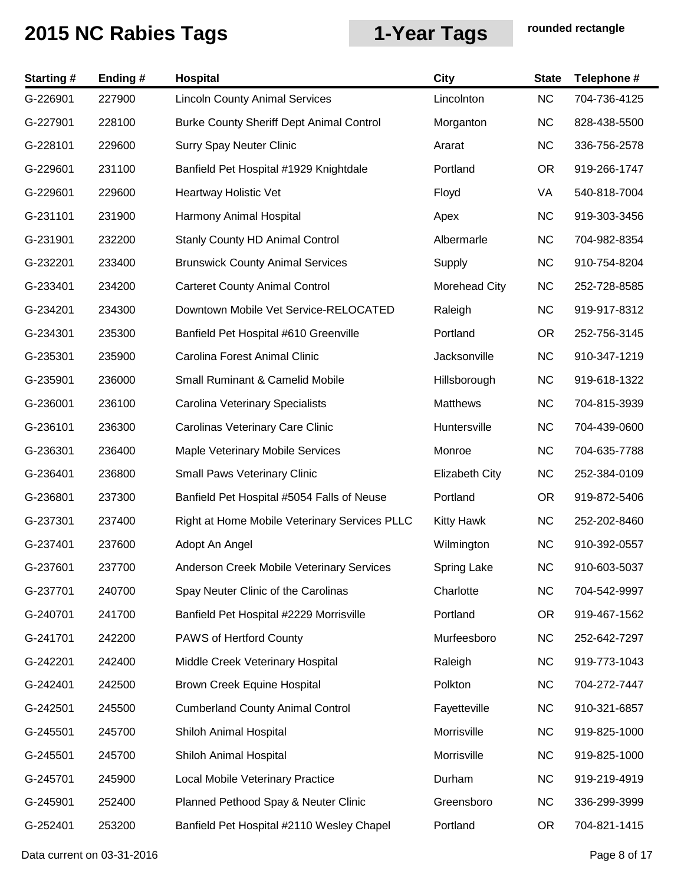# 2015 NC Rabies Tags

## 1-Year Tags

rounded rectangle

| Starting # | Ending # | Hospital | City | State | Telephone # |
|---|---|---|---|---|---|
| G-226901 | 227900 | Lincoln County Animal Services | Lincolnton | NC | 704-736-4125 |
| G-227901 | 228100 | Burke County Sheriff Dept Animal Control | Morganton | NC | 828-438-5500 |
| G-228101 | 229600 | Surry Spay Neuter Clinic | Ararat | NC | 336-756-2578 |
| G-229601 | 231100 | Banfield Pet Hospital #1929 Knightdale | Portland | OR | 919-266-1747 |
| G-229601 | 229600 | Heartway Holistic Vet | Floyd | VA | 540-818-7004 |
| G-231101 | 231900 | Harmony Animal Hospital | Apex | NC | 919-303-3456 |
| G-231901 | 232200 | Stanly County HD Animal Control | Albermarle | NC | 704-982-8354 |
| G-232201 | 233400 | Brunswick County Animal Services | Supply | NC | 910-754-8204 |
| G-233401 | 234200 | Carteret County Animal Control | Morehead City | NC | 252-728-8585 |
| G-234201 | 234300 | Downtown Mobile Vet Service-RELOCATED | Raleigh | NC | 919-917-8312 |
| G-234301 | 235300 | Banfield Pet Hospital #610 Greenville | Portland | OR | 252-756-3145 |
| G-235301 | 235900 | Carolina Forest Animal Clinic | Jacksonville | NC | 910-347-1219 |
| G-235901 | 236000 | Small Ruminant & Camelid Mobile | Hillsborough | NC | 919-618-1322 |
| G-236001 | 236100 | Carolina Veterinary Specialists | Matthews | NC | 704-815-3939 |
| G-236101 | 236300 | Carolinas Veterinary Care Clinic | Huntersville | NC | 704-439-0600 |
| G-236301 | 236400 | Maple Veterinary Mobile Services | Monroe | NC | 704-635-7788 |
| G-236401 | 236800 | Small Paws Veterinary Clinic | Elizabeth City | NC | 252-384-0109 |
| G-236801 | 237300 | Banfield Pet Hospital #5054 Falls of Neuse | Portland | OR | 919-872-5406 |
| G-237301 | 237400 | Right at Home Mobile Veterinary Services PLLC | Kitty Hawk | NC | 252-202-8460 |
| G-237401 | 237600 | Adopt An Angel | Wilmington | NC | 910-392-0557 |
| G-237601 | 237700 | Anderson Creek Mobile Veterinary Services | Spring Lake | NC | 910-603-5037 |
| G-237701 | 240700 | Spay Neuter Clinic of the Carolinas | Charlotte | NC | 704-542-9997 |
| G-240701 | 241700 | Banfield Pet Hospital #2229 Morrisville | Portland | OR | 919-467-1562 |
| G-241701 | 242200 | PAWS of Hertford County | Murfeesboro | NC | 252-642-7297 |
| G-242201 | 242400 | Middle Creek Veterinary Hospital | Raleigh | NC | 919-773-1043 |
| G-242401 | 242500 | Brown Creek Equine Hospital | Polkton | NC | 704-272-7447 |
| G-242501 | 245500 | Cumberland County Animal Control | Fayetteville | NC | 910-321-6857 |
| G-245501 | 245700 | Shiloh Animal Hospital | Morrisville | NC | 919-825-1000 |
| G-245501 | 245700 | Shiloh Animal Hospital | Morrisville | NC | 919-825-1000 |
| G-245701 | 245900 | Local Mobile Veterinary Practice | Durham | NC | 919-219-4919 |
| G-245901 | 252400 | Planned Pethood Spay & Neuter Clinic | Greensboro | NC | 336-299-3999 |
| G-252401 | 253200 | Banfield Pet Hospital #2110 Wesley Chapel | Portland | OR | 704-821-1415 |

Data current on 03-31-2016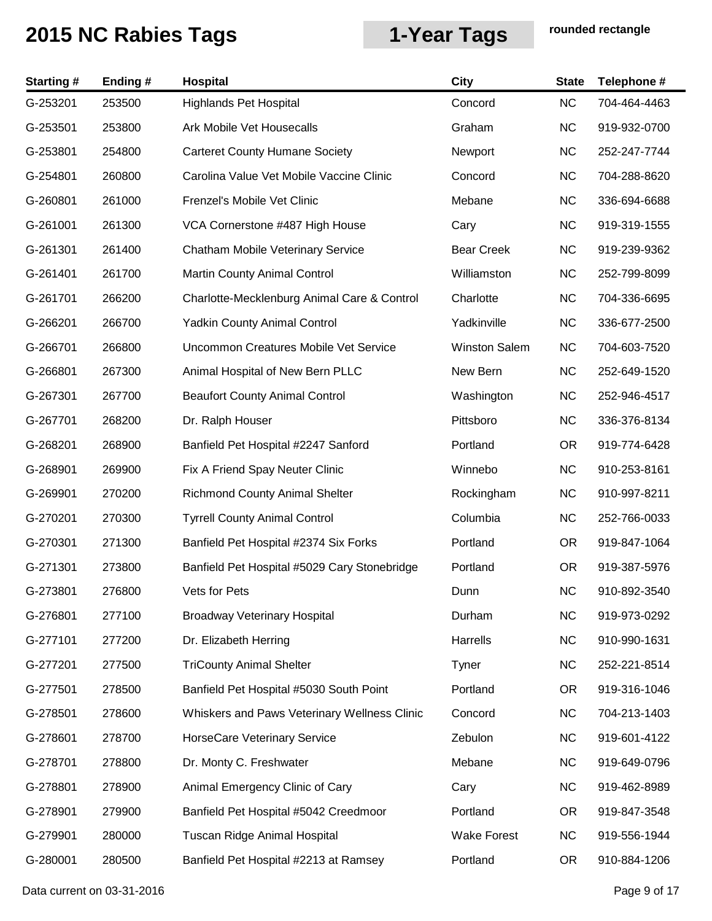# 2015 NC Rabies Tags

## 1-Year Tags

**rounded rectangle**

| Starting # | Ending # | Hospital | City | State | Telephone # |
|---|---|---|---|---|---|
| G-253201 | 253500 | Highlands Pet Hospital | Concord | NC | 704-464-4463 |
| G-253501 | 253800 | Ark Mobile Vet Housecalls | Graham | NC | 919-932-0700 |
| G-253801 | 254800 | Carteret County Humane Society | Newport | NC | 252-247-7744 |
| G-254801 | 260800 | Carolina Value Vet Mobile Vaccine Clinic | Concord | NC | 704-288-8620 |
| G-260801 | 261000 | Frenzel's Mobile Vet Clinic | Mebane | NC | 336-694-6688 |
| G-261001 | 261300 | VCA Cornerstone #487 High House | Cary | NC | 919-319-1555 |
| G-261301 | 261400 | Chatham Mobile Veterinary Service | Bear Creek | NC | 919-239-9362 |
| G-261401 | 261700 | Martin County Animal Control | Williamston | NC | 252-799-8099 |
| G-261701 | 266200 | Charlotte-Mecklenburg Animal Care & Control | Charlotte | NC | 704-336-6695 |
| G-266201 | 266700 | Yadkin County Animal Control | Yadkinville | NC | 336-677-2500 |
| G-266701 | 266800 | Uncommon Creatures Mobile Vet Service | Winston Salem | NC | 704-603-7520 |
| G-266801 | 267300 | Animal Hospital of New Bern PLLC | New Bern | NC | 252-649-1520 |
| G-267301 | 267700 | Beaufort County Animal Control | Washington | NC | 252-946-4517 |
| G-267701 | 268200 | Dr. Ralph Houser | Pittsboro | NC | 336-376-8134 |
| G-268201 | 268900 | Banfield Pet Hospital #2247 Sanford | Portland | OR | 919-774-6428 |
| G-268901 | 269900 | Fix A Friend Spay Neuter Clinic | Winnebo | NC | 910-253-8161 |
| G-269901 | 270200 | Richmond County Animal Shelter | Rockingham | NC | 910-997-8211 |
| G-270201 | 270300 | Tyrrell County Animal Control | Columbia | NC | 252-766-0033 |
| G-270301 | 271300 | Banfield Pet Hospital #2374 Six Forks | Portland | OR | 919-847-1064 |
| G-271301 | 273800 | Banfield Pet Hospital #5029 Cary Stonebridge | Portland | OR | 919-387-5976 |
| G-273801 | 276800 | Vets for Pets | Dunn | NC | 910-892-3540 |
| G-276801 | 277100 | Broadway Veterinary Hospital | Durham | NC | 919-973-0292 |
| G-277101 | 277200 | Dr. Elizabeth Herring | Harrells | NC | 910-990-1631 |
| G-277201 | 277500 | TriCounty Animal Shelter | Tyner | NC | 252-221-8514 |
| G-277501 | 278500 | Banfield Pet Hospital #5030 South Point | Portland | OR | 919-316-1046 |
| G-278501 | 278600 | Whiskers and Paws Veterinary Wellness Clinic | Concord | NC | 704-213-1403 |
| G-278601 | 278700 | HorseCare Veterinary Service | Zebulon | NC | 919-601-4122 |
| G-278701 | 278800 | Dr. Monty C. Freshwater | Mebane | NC | 919-649-0796 |
| G-278801 | 278900 | Animal Emergency Clinic of Cary | Cary | NC | 919-462-8989 |
| G-278901 | 279900 | Banfield Pet Hospital #5042 Creedmoor | Portland | OR | 919-847-3548 |
| G-279901 | 280000 | Tuscan Ridge Animal Hospital | Wake Forest | NC | 919-556-1944 |
| G-280001 | 280500 | Banfield Pet Hospital #2213 at Ramsey | Portland | OR | 910-884-1206 |

Data current on 03-31-2016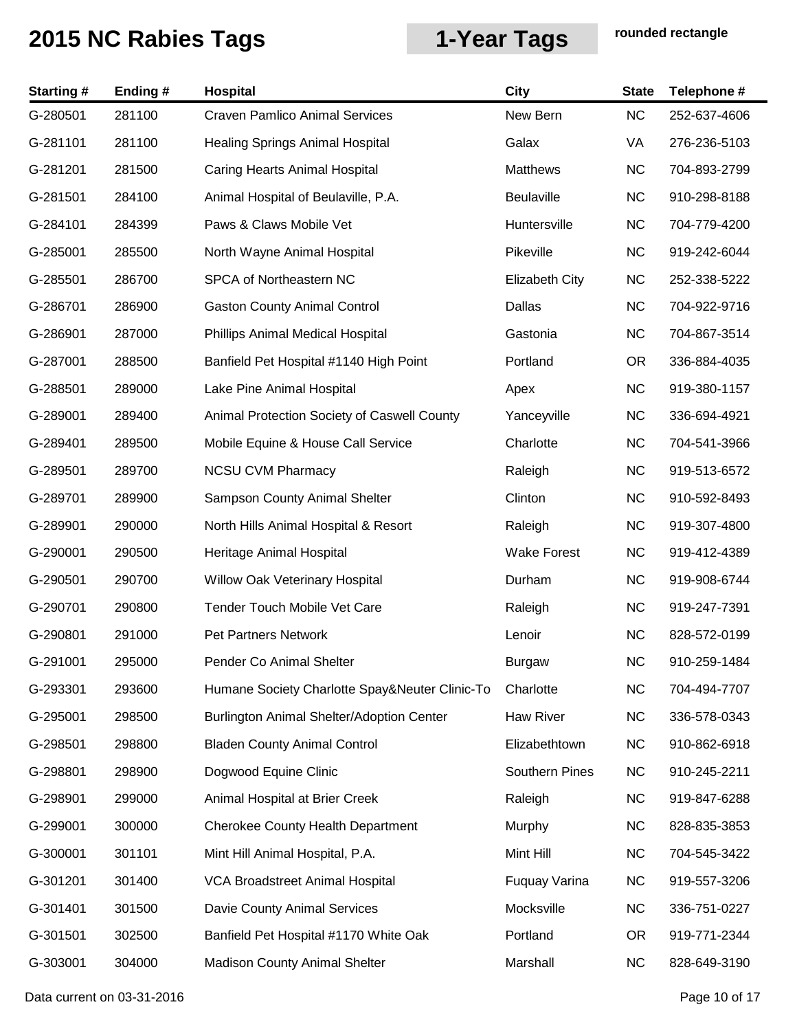# 2015 NC Rabies Tags

## 1-Year Tags

**rounded rectangle**

| Starting # | Ending # | Hospital | City | State | Telephone # |
|---|---|---|---|---|---|
| G-280501 | 281100 | Craven Pamlico Animal Services | New Bern | NC | 252-637-4606 |
| G-281101 | 281100 | Healing Springs Animal Hospital | Galax | VA | 276-236-5103 |
| G-281201 | 281500 | Caring Hearts Animal Hospital | Matthews | NC | 704-893-2799 |
| G-281501 | 284100 | Animal Hospital of Beulaville, P.A. | Beulaville | NC | 910-298-8188 |
| G-284101 | 284399 | Paws & Claws Mobile Vet | Huntersville | NC | 704-779-4200 |
| G-285001 | 285500 | North Wayne Animal Hospital | Pikeville | NC | 919-242-6044 |
| G-285501 | 286700 | SPCA of Northeastern NC | Elizabeth City | NC | 252-338-5222 |
| G-286701 | 286900 | Gaston County Animal Control | Dallas | NC | 704-922-9716 |
| G-286901 | 287000 | Phillips Animal Medical Hospital | Gastonia | NC | 704-867-3514 |
| G-287001 | 288500 | Banfield Pet Hospital #1140 High Point | Portland | OR | 336-884-4035 |
| G-288501 | 289000 | Lake Pine Animal Hospital | Apex | NC | 919-380-1157 |
| G-289001 | 289400 | Animal Protection Society of Caswell County | Yanceyville | NC | 336-694-4921 |
| G-289401 | 289500 | Mobile Equine & House Call Service | Charlotte | NC | 704-541-3966 |
| G-289501 | 289700 | NCSU CVM Pharmacy | Raleigh | NC | 919-513-6572 |
| G-289701 | 289900 | Sampson County Animal Shelter | Clinton | NC | 910-592-8493 |
| G-289901 | 290000 | North Hills Animal Hospital & Resort | Raleigh | NC | 919-307-4800 |
| G-290001 | 290500 | Heritage Animal Hospital | Wake Forest | NC | 919-412-4389 |
| G-290501 | 290700 | Willow Oak Veterinary Hospital | Durham | NC | 919-908-6744 |
| G-290701 | 290800 | Tender Touch Mobile Vet Care | Raleigh | NC | 919-247-7391 |
| G-290801 | 291000 | Pet Partners Network | Lenoir | NC | 828-572-0199 |
| G-291001 | 295000 | Pender Co Animal Shelter | Burgaw | NC | 910-259-1484 |
| G-293301 | 293600 | Humane Society Charlotte Spay&Neuter Clinic-To | Charlotte | NC | 704-494-7707 |
| G-295001 | 298500 | Burlington Animal Shelter/Adoption Center | Haw River | NC | 336-578-0343 |
| G-298501 | 298800 | Bladen County Animal Control | Elizabethtown | NC | 910-862-6918 |
| G-298801 | 298900 | Dogwood Equine Clinic | Southern Pines | NC | 910-245-2211 |
| G-298901 | 299000 | Animal Hospital at Brier Creek | Raleigh | NC | 919-847-6288 |
| G-299001 | 300000 | Cherokee County Health Department | Murphy | NC | 828-835-3853 |
| G-300001 | 301101 | Mint Hill Animal Hospital, P.A. | Mint Hill | NC | 704-545-3422 |
| G-301201 | 301400 | VCA Broadstreet Animal Hospital | Fuquay Varina | NC | 919-557-3206 |
| G-301401 | 301500 | Davie County Animal Services | Mocksville | NC | 336-751-0227 |
| G-301501 | 302500 | Banfield Pet Hospital #1170 White Oak | Portland | OR | 919-771-2344 |
| G-303001 | 304000 | Madison County Animal Shelter | Marshall | NC | 828-649-3190 |

Data current on 03-31-2016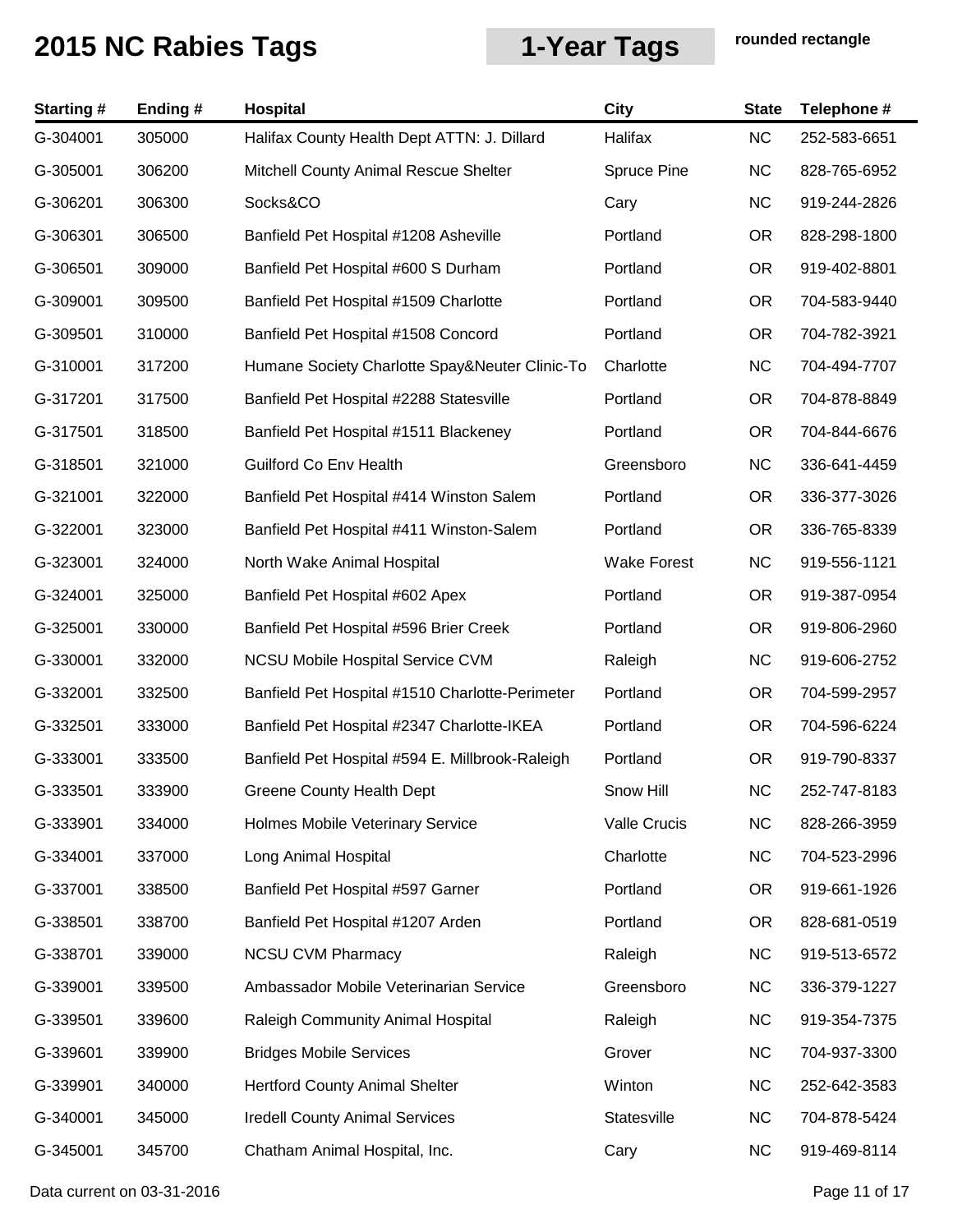# 2015 NC Rabies Tags

## 1-Year Tags

**rounded rectangle**

| Starting # | Ending # | Hospital | City | State | Telephone # |
|---|---|---|---|---|---|
| G-304001 | 305000 | Halifax County Health Dept ATTN: J. Dillard | Halifax | NC | 252-583-6651 |
| G-305001 | 306200 | Mitchell County Animal Rescue Shelter | Spruce Pine | NC | 828-765-6952 |
| G-306201 | 306300 | Socks&CO | Cary | NC | 919-244-2826 |
| G-306301 | 306500 | Banfield Pet Hospital #1208 Asheville | Portland | OR | 828-298-1800 |
| G-306501 | 309000 | Banfield Pet Hospital #600 S Durham | Portland | OR | 919-402-8801 |
| G-309001 | 309500 | Banfield Pet Hospital #1509 Charlotte | Portland | OR | 704-583-9440 |
| G-309501 | 310000 | Banfield Pet Hospital #1508 Concord | Portland | OR | 704-782-3921 |
| G-310001 | 317200 | Humane Society Charlotte Spay&Neuter Clinic-To | Charlotte | NC | 704-494-7707 |
| G-317201 | 317500 | Banfield Pet Hospital #2288 Statesville | Portland | OR | 704-878-8849 |
| G-317501 | 318500 | Banfield Pet Hospital #1511 Blackeney | Portland | OR | 704-844-6676 |
| G-318501 | 321000 | Guilford Co Env Health | Greensboro | NC | 336-641-4459 |
| G-321001 | 322000 | Banfield Pet Hospital #414 Winston Salem | Portland | OR | 336-377-3026 |
| G-322001 | 323000 | Banfield Pet Hospital #411 Winston-Salem | Portland | OR | 336-765-8339 |
| G-323001 | 324000 | North Wake Animal Hospital | Wake Forest | NC | 919-556-1121 |
| G-324001 | 325000 | Banfield Pet Hospital #602 Apex | Portland | OR | 919-387-0954 |
| G-325001 | 330000 | Banfield Pet Hospital #596 Brier Creek | Portland | OR | 919-806-2960 |
| G-330001 | 332000 | NCSU Mobile Hospital Service CVM | Raleigh | NC | 919-606-2752 |
| G-332001 | 332500 | Banfield Pet Hospital #1510 Charlotte-Perimeter | Portland | OR | 704-599-2957 |
| G-332501 | 333000 | Banfield Pet Hospital #2347 Charlotte-IKEA | Portland | OR | 704-596-6224 |
| G-333001 | 333500 | Banfield Pet Hospital #594 E. Millbrook-Raleigh | Portland | OR | 919-790-8337 |
| G-333501 | 333900 | Greene County Health Dept | Snow Hill | NC | 252-747-8183 |
| G-333901 | 334000 | Holmes Mobile Veterinary Service | Valle Crucis | NC | 828-266-3959 |
| G-334001 | 337000 | Long Animal Hospital | Charlotte | NC | 704-523-2996 |
| G-337001 | 338500 | Banfield Pet Hospital #597 Garner | Portland | OR | 919-661-1926 |
| G-338501 | 338700 | Banfield Pet Hospital #1207 Arden | Portland | OR | 828-681-0519 |
| G-338701 | 339000 | NCSU CVM Pharmacy | Raleigh | NC | 919-513-6572 |
| G-339001 | 339500 | Ambassador Mobile Veterinarian Service | Greensboro | NC | 336-379-1227 |
| G-339501 | 339600 | Raleigh Community Animal Hospital | Raleigh | NC | 919-354-7375 |
| G-339601 | 339900 | Bridges Mobile Services | Grover | NC | 704-937-3300 |
| G-339901 | 340000 | Hertford County Animal Shelter | Winton | NC | 252-642-3583 |
| G-340001 | 345000 | Iredell County Animal Services | Statesville | NC | 704-878-5424 |
| G-345001 | 345700 | Chatham Animal Hospital, Inc. | Cary | NC | 919-469-8114 |

Data current on 03-31-2016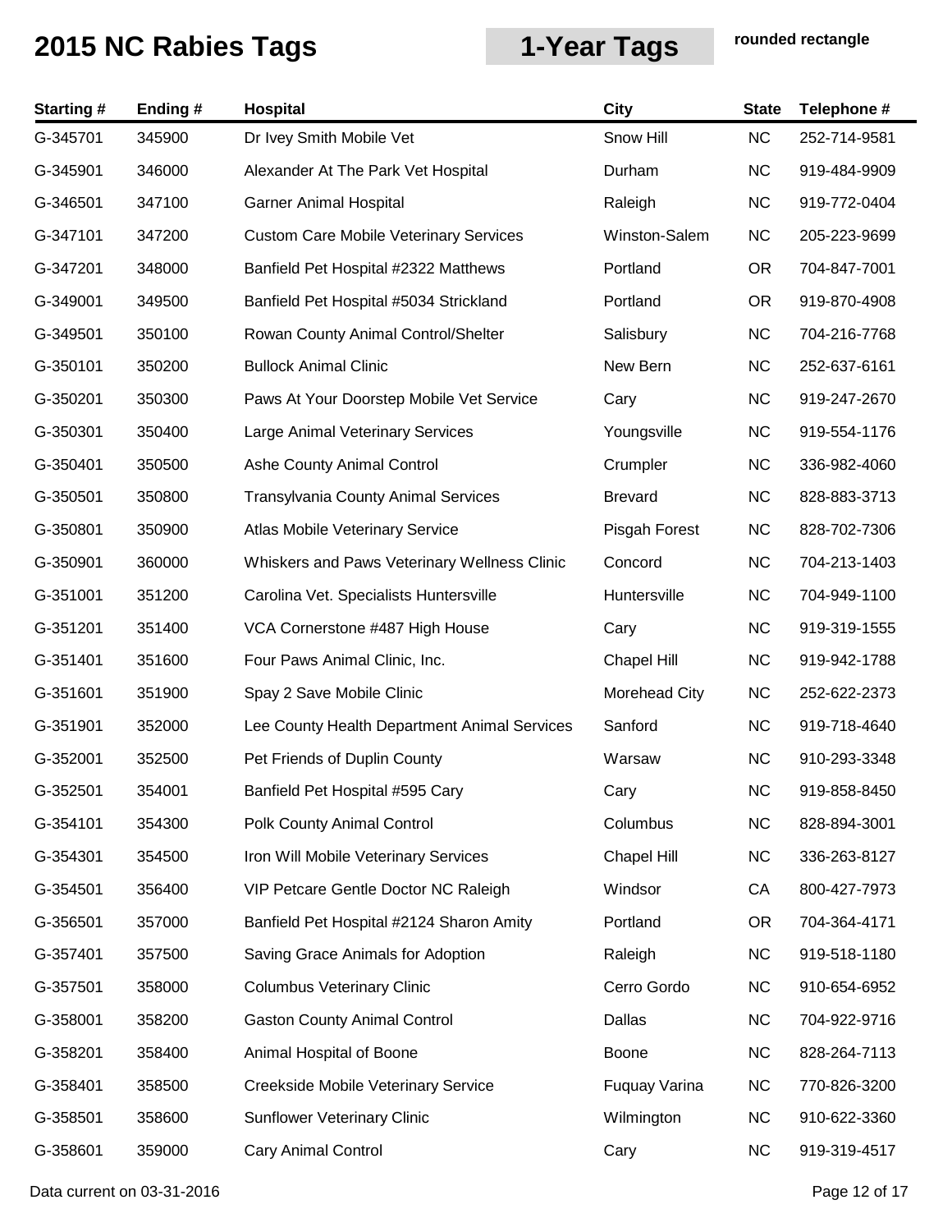# 2015 NC Rabies Tags

## 1-Year Tags

rounded rectangle

| Starting # | Ending # | Hospital | City | State | Telephone # |
|---|---|---|---|---|---|
| G-345701 | 345900 | Dr Ivey Smith Mobile Vet | Snow Hill | NC | 252-714-9581 |
| G-345901 | 346000 | Alexander At The Park Vet Hospital | Durham | NC | 919-484-9909 |
| G-346501 | 347100 | Garner Animal Hospital | Raleigh | NC | 919-772-0404 |
| G-347101 | 347200 | Custom Care Mobile Veterinary Services | Winston-Salem | NC | 205-223-9699 |
| G-347201 | 348000 | Banfield Pet Hospital #2322 Matthews | Portland | OR | 704-847-7001 |
| G-349001 | 349500 | Banfield Pet Hospital #5034 Strickland | Portland | OR | 919-870-4908 |
| G-349501 | 350100 | Rowan County Animal Control/Shelter | Salisbury | NC | 704-216-7768 |
| G-350101 | 350200 | Bullock Animal Clinic | New Bern | NC | 252-637-6161 |
| G-350201 | 350300 | Paws At Your Doorstep Mobile Vet Service | Cary | NC | 919-247-2670 |
| G-350301 | 350400 | Large Animal Veterinary Services | Youngsville | NC | 919-554-1176 |
| G-350401 | 350500 | Ashe County Animal Control | Crumpler | NC | 336-982-4060 |
| G-350501 | 350800 | Transylvania County Animal Services | Brevard | NC | 828-883-3713 |
| G-350801 | 350900 | Atlas Mobile Veterinary Service | Pisgah Forest | NC | 828-702-7306 |
| G-350901 | 360000 | Whiskers and Paws Veterinary Wellness Clinic | Concord | NC | 704-213-1403 |
| G-351001 | 351200 | Carolina Vet. Specialists Huntersville | Huntersville | NC | 704-949-1100 |
| G-351201 | 351400 | VCA Cornerstone #487 High House | Cary | NC | 919-319-1555 |
| G-351401 | 351600 | Four Paws Animal Clinic, Inc. | Chapel Hill | NC | 919-942-1788 |
| G-351601 | 351900 | Spay 2 Save Mobile Clinic | Morehead City | NC | 252-622-2373 |
| G-351901 | 352000 | Lee County Health Department Animal Services | Sanford | NC | 919-718-4640 |
| G-352001 | 352500 | Pet Friends of Duplin County | Warsaw | NC | 910-293-3348 |
| G-352501 | 354001 | Banfield Pet Hospital #595 Cary | Cary | NC | 919-858-8450 |
| G-354101 | 354300 | Polk County Animal Control | Columbus | NC | 828-894-3001 |
| G-354301 | 354500 | Iron Will Mobile Veterinary Services | Chapel Hill | NC | 336-263-8127 |
| G-354501 | 356400 | VIP Petcare Gentle Doctor NC Raleigh | Windsor | CA | 800-427-7973 |
| G-356501 | 357000 | Banfield Pet Hospital #2124 Sharon Amity | Portland | OR | 704-364-4171 |
| G-357401 | 357500 | Saving Grace Animals for Adoption | Raleigh | NC | 919-518-1180 |
| G-357501 | 358000 | Columbus Veterinary Clinic | Cerro Gordo | NC | 910-654-6952 |
| G-358001 | 358200 | Gaston County Animal Control | Dallas | NC | 704-922-9716 |
| G-358201 | 358400 | Animal Hospital of Boone | Boone | NC | 828-264-7113 |
| G-358401 | 358500 | Creekside Mobile Veterinary Service | Fuquay Varina | NC | 770-826-3200 |
| G-358501 | 358600 | Sunflower Veterinary Clinic | Wilmington | NC | 910-622-3360 |
| G-358601 | 359000 | Cary Animal Control | Cary | NC | 919-319-4517 |

Data current on 03-31-2016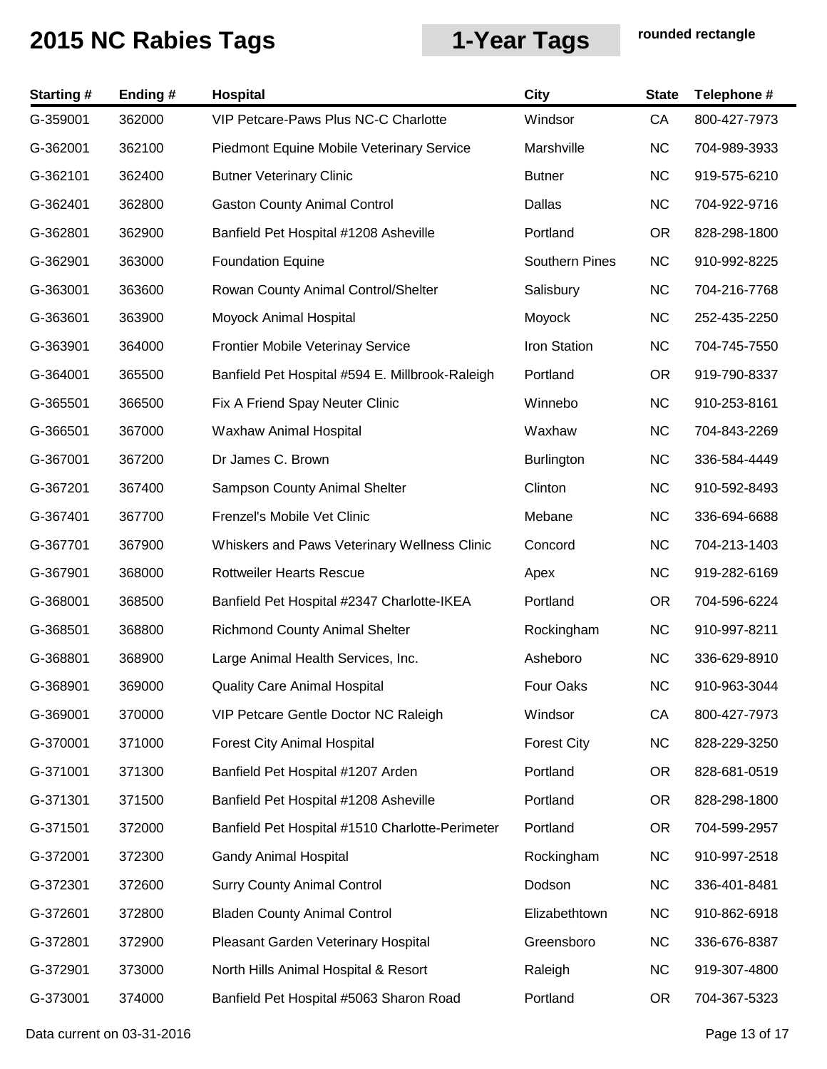# 2015 NC Rabies Tags

## 1-Year Tags

**rounded rectangle**

| Starting # | Ending # | Hospital | City | State | Telephone # |
|---|---|---|---|---|---|
| G-359001 | 362000 | VIP Petcare-Paws Plus NC-C Charlotte | Windsor | CA | 800-427-7973 |
| G-362001 | 362100 | Piedmont Equine Mobile Veterinary Service | Marshville | NC | 704-989-3933 |
| G-362101 | 362400 | Butner Veterinary Clinic | Butner | NC | 919-575-6210 |
| G-362401 | 362800 | Gaston County Animal Control | Dallas | NC | 704-922-9716 |
| G-362801 | 362900 | Banfield Pet Hospital #1208 Asheville | Portland | OR | 828-298-1800 |
| G-362901 | 363000 | Foundation Equine | Southern Pines | NC | 910-992-8225 |
| G-363001 | 363600 | Rowan County Animal Control/Shelter | Salisbury | NC | 704-216-7768 |
| G-363601 | 363900 | Moyock Animal Hospital | Moyock | NC | 252-435-2250 |
| G-363901 | 364000 | Frontier Mobile Veterinay Service | Iron Station | NC | 704-745-7550 |
| G-364001 | 365500 | Banfield Pet Hospital #594 E. Millbrook-Raleigh | Portland | OR | 919-790-8337 |
| G-365501 | 366500 | Fix A Friend Spay Neuter Clinic | Winnebo | NC | 910-253-8161 |
| G-366501 | 367000 | Waxhaw Animal Hospital | Waxhaw | NC | 704-843-2269 |
| G-367001 | 367200 | Dr James C. Brown | Burlington | NC | 336-584-4449 |
| G-367201 | 367400 | Sampson County Animal Shelter | Clinton | NC | 910-592-8493 |
| G-367401 | 367700 | Frenzel's Mobile Vet Clinic | Mebane | NC | 336-694-6688 |
| G-367701 | 367900 | Whiskers and Paws Veterinary Wellness Clinic | Concord | NC | 704-213-1403 |
| G-367901 | 368000 | Rottweiler Hearts Rescue | Apex | NC | 919-282-6169 |
| G-368001 | 368500 | Banfield Pet Hospital #2347 Charlotte-IKEA | Portland | OR | 704-596-6224 |
| G-368501 | 368800 | Richmond County Animal Shelter | Rockingham | NC | 910-997-8211 |
| G-368801 | 368900 | Large Animal Health Services, Inc. | Asheboro | NC | 336-629-8910 |
| G-368901 | 369000 | Quality Care Animal Hospital | Four Oaks | NC | 910-963-3044 |
| G-369001 | 370000 | VIP Petcare Gentle Doctor NC Raleigh | Windsor | CA | 800-427-7973 |
| G-370001 | 371000 | Forest City Animal Hospital | Forest City | NC | 828-229-3250 |
| G-371001 | 371300 | Banfield Pet Hospital #1207 Arden | Portland | OR | 828-681-0519 |
| G-371301 | 371500 | Banfield Pet Hospital #1208 Asheville | Portland | OR | 828-298-1800 |
| G-371501 | 372000 | Banfield Pet Hospital #1510 Charlotte-Perimeter | Portland | OR | 704-599-2957 |
| G-372001 | 372300 | Gandy Animal Hospital | Rockingham | NC | 910-997-2518 |
| G-372301 | 372600 | Surry County Animal Control | Dodson | NC | 336-401-8481 |
| G-372601 | 372800 | Bladen County Animal Control | Elizabethtown | NC | 910-862-6918 |
| G-372801 | 372900 | Pleasant Garden Veterinary Hospital | Greensboro | NC | 336-676-8387 |
| G-372901 | 373000 | North Hills Animal Hospital & Resort | Raleigh | NC | 919-307-4800 |
| G-373001 | 374000 | Banfield Pet Hospital #5063 Sharon Road | Portland | OR | 704-367-5323 |

Data current on 03-31-2016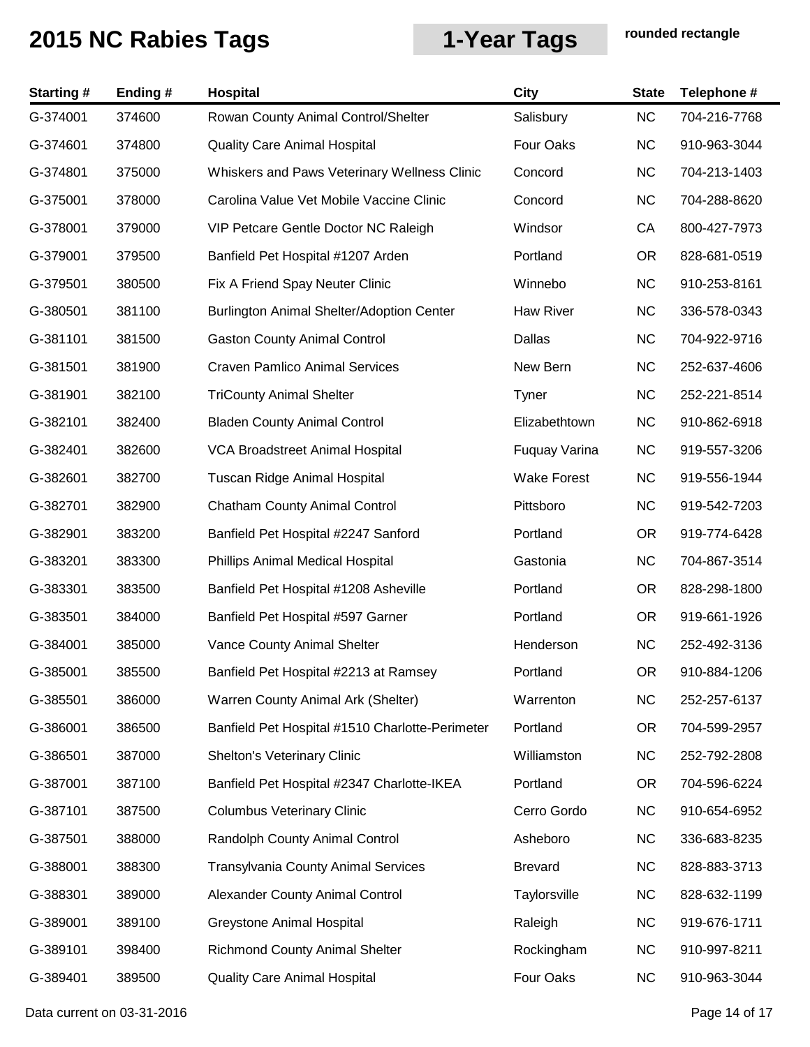# 2015 NC Rabies Tags

**1-Year Tags** **rounded rectangle**

| Starting # | Ending # | Hospital | City | State | Telephone # |
|---|---|---|---|---|---|
| G-374001 | 374600 | Rowan County Animal Control/Shelter | Salisbury | NC | 704-216-7768 |
| G-374601 | 374800 | Quality Care Animal Hospital | Four Oaks | NC | 910-963-3044 |
| G-374801 | 375000 | Whiskers and Paws Veterinary Wellness Clinic | Concord | NC | 704-213-1403 |
| G-375001 | 378000 | Carolina Value Vet Mobile Vaccine Clinic | Concord | NC | 704-288-8620 |
| G-378001 | 379000 | VIP Petcare Gentle Doctor NC Raleigh | Windsor | CA | 800-427-7973 |
| G-379001 | 379500 | Banfield Pet Hospital #1207 Arden | Portland | OR | 828-681-0519 |
| G-379501 | 380500 | Fix A Friend Spay Neuter Clinic | Winnebo | NC | 910-253-8161 |
| G-380501 | 381100 | Burlington Animal Shelter/Adoption Center | Haw River | NC | 336-578-0343 |
| G-381101 | 381500 | Gaston County Animal Control | Dallas | NC | 704-922-9716 |
| G-381501 | 381900 | Craven Pamlico Animal Services | New Bern | NC | 252-637-4606 |
| G-381901 | 382100 | TriCounty Animal Shelter | Tyner | NC | 252-221-8514 |
| G-382101 | 382400 | Bladen County Animal Control | Elizabethtown | NC | 910-862-6918 |
| G-382401 | 382600 | VCA Broadstreet Animal Hospital | Fuquay Varina | NC | 919-557-3206 |
| G-382601 | 382700 | Tuscan Ridge Animal Hospital | Wake Forest | NC | 919-556-1944 |
| G-382701 | 382900 | Chatham County Animal Control | Pittsboro | NC | 919-542-7203 |
| G-382901 | 383200 | Banfield Pet Hospital #2247 Sanford | Portland | OR | 919-774-6428 |
| G-383201 | 383300 | Phillips Animal Medical Hospital | Gastonia | NC | 704-867-3514 |
| G-383301 | 383500 | Banfield Pet Hospital #1208 Asheville | Portland | OR | 828-298-1800 |
| G-383501 | 384000 | Banfield Pet Hospital #597 Garner | Portland | OR | 919-661-1926 |
| G-384001 | 385000 | Vance County Animal Shelter | Henderson | NC | 252-492-3136 |
| G-385001 | 385500 | Banfield Pet Hospital #2213 at Ramsey | Portland | OR | 910-884-1206 |
| G-385501 | 386000 | Warren County Animal Ark (Shelter) | Warrenton | NC | 252-257-6137 |
| G-386001 | 386500 | Banfield Pet Hospital #1510 Charlotte-Perimeter | Portland | OR | 704-599-2957 |
| G-386501 | 387000 | Shelton's Veterinary Clinic | Williamston | NC | 252-792-2808 |
| G-387001 | 387100 | Banfield Pet Hospital #2347 Charlotte-IKEA | Portland | OR | 704-596-6224 |
| G-387101 | 387500 | Columbus Veterinary Clinic | Cerro Gordo | NC | 910-654-6952 |
| G-387501 | 388000 | Randolph County Animal Control | Asheboro | NC | 336-683-8235 |
| G-388001 | 388300 | Transylvania County Animal Services | Brevard | NC | 828-883-3713 |
| G-388301 | 389000 | Alexander County Animal Control | Taylorsville | NC | 828-632-1199 |
| G-389001 | 389100 | Greystone Animal Hospital | Raleigh | NC | 919-676-1711 |
| G-389101 | 398400 | Richmond County Animal Shelter | Rockingham | NC | 910-997-8211 |
| G-389401 | 389500 | Quality Care Animal Hospital | Four Oaks | NC | 910-963-3044 |

Data current on 03-31-2016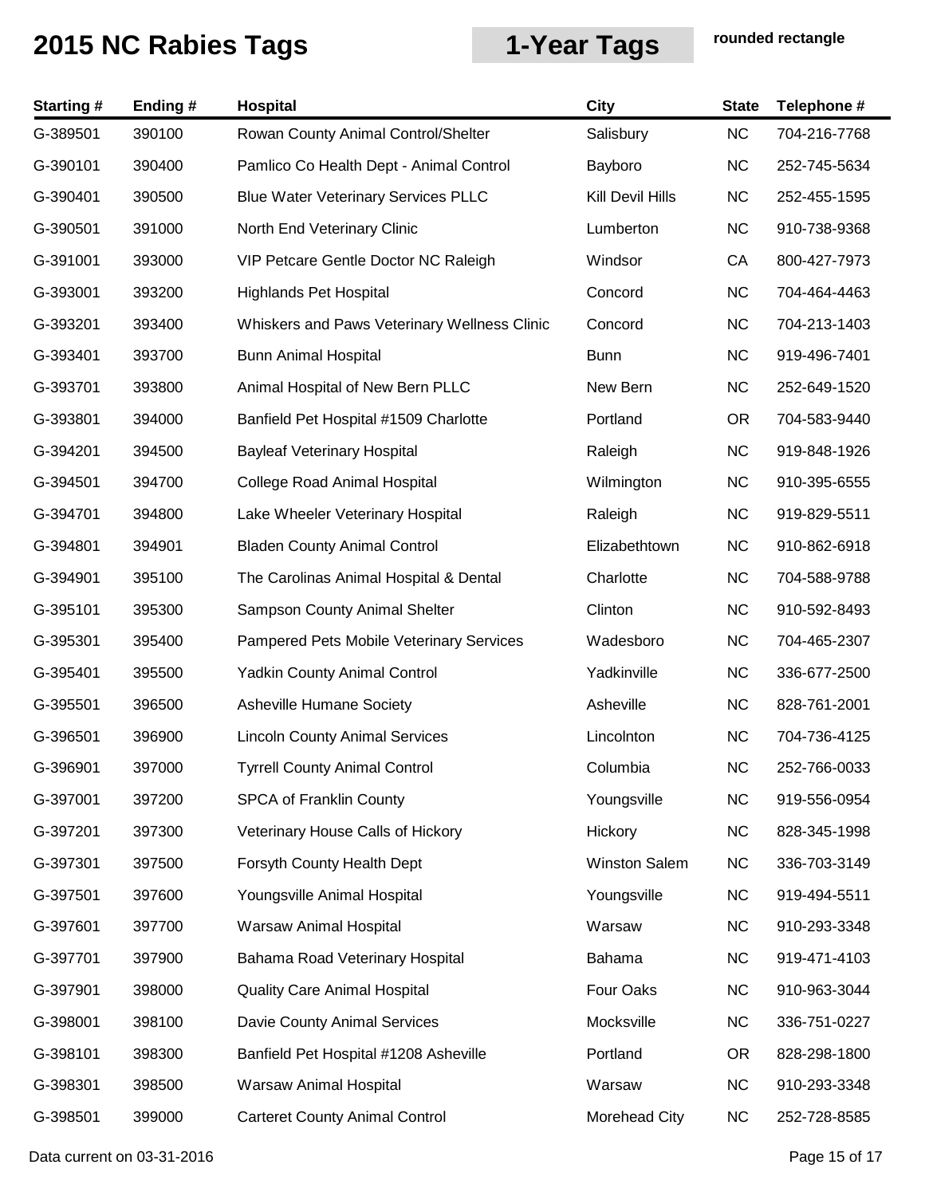# 2015 NC Rabies Tags

## 1-Year Tags

**rounded rectangle**

| Starting # | Ending # | Hospital | City | State | Telephone # |
|---|---|---|---|---|---|
| G-389501 | 390100 | Rowan County Animal Control/Shelter | Salisbury | NC | 704-216-7768 |
| G-390101 | 390400 | Pamlico Co Health Dept - Animal Control | Bayboro | NC | 252-745-5634 |
| G-390401 | 390500 | Blue Water Veterinary Services PLLC | Kill Devil Hills | NC | 252-455-1595 |
| G-390501 | 391000 | North End Veterinary Clinic | Lumberton | NC | 910-738-9368 |
| G-391001 | 393000 | VIP Petcare Gentle Doctor NC Raleigh | Windsor | CA | 800-427-7973 |
| G-393001 | 393200 | Highlands Pet Hospital | Concord | NC | 704-464-4463 |
| G-393201 | 393400 | Whiskers and Paws Veterinary Wellness Clinic | Concord | NC | 704-213-1403 |
| G-393401 | 393700 | Bunn Animal Hospital | Bunn | NC | 919-496-7401 |
| G-393701 | 393800 | Animal Hospital of New Bern PLLC | New Bern | NC | 252-649-1520 |
| G-393801 | 394000 | Banfield Pet Hospital #1509 Charlotte | Portland | OR | 704-583-9440 |
| G-394201 | 394500 | Bayleaf Veterinary Hospital | Raleigh | NC | 919-848-1926 |
| G-394501 | 394700 | College Road Animal Hospital | Wilmington | NC | 910-395-6555 |
| G-394701 | 394800 | Lake Wheeler Veterinary Hospital | Raleigh | NC | 919-829-5511 |
| G-394801 | 394901 | Bladen County Animal Control | Elizabethtown | NC | 910-862-6918 |
| G-394901 | 395100 | The Carolinas Animal Hospital & Dental | Charlotte | NC | 704-588-9788 |
| G-395101 | 395300 | Sampson County Animal Shelter | Clinton | NC | 910-592-8493 |
| G-395301 | 395400 | Pampered Pets Mobile Veterinary Services | Wadesboro | NC | 704-465-2307 |
| G-395401 | 395500 | Yadkin County Animal Control | Yadkinville | NC | 336-677-2500 |
| G-395501 | 396500 | Asheville Humane Society | Asheville | NC | 828-761-2001 |
| G-396501 | 396900 | Lincoln County Animal Services | Lincolnton | NC | 704-736-4125 |
| G-396901 | 397000 | Tyrrell County Animal Control | Columbia | NC | 252-766-0033 |
| G-397001 | 397200 | SPCA of Franklin County | Youngsville | NC | 919-556-0954 |
| G-397201 | 397300 | Veterinary House Calls of Hickory | Hickory | NC | 828-345-1998 |
| G-397301 | 397500 | Forsyth County Health Dept | Winston Salem | NC | 336-703-3149 |
| G-397501 | 397600 | Youngsville Animal Hospital | Youngsville | NC | 919-494-5511 |
| G-397601 | 397700 | Warsaw Animal Hospital | Warsaw | NC | 910-293-3348 |
| G-397701 | 397900 | Bahama Road Veterinary Hospital | Bahama | NC | 919-471-4103 |
| G-397901 | 398000 | Quality Care Animal Hospital | Four Oaks | NC | 910-963-3044 |
| G-398001 | 398100 | Davie County Animal Services | Mocksville | NC | 336-751-0227 |
| G-398101 | 398300 | Banfield Pet Hospital #1208 Asheville | Portland | OR | 828-298-1800 |
| G-398301 | 398500 | Warsaw Animal Hospital | Warsaw | NC | 910-293-3348 |
| G-398501 | 399000 | Carteret County Animal Control | Morehead City | NC | 252-728-8585 |

Data current on 03-31-2016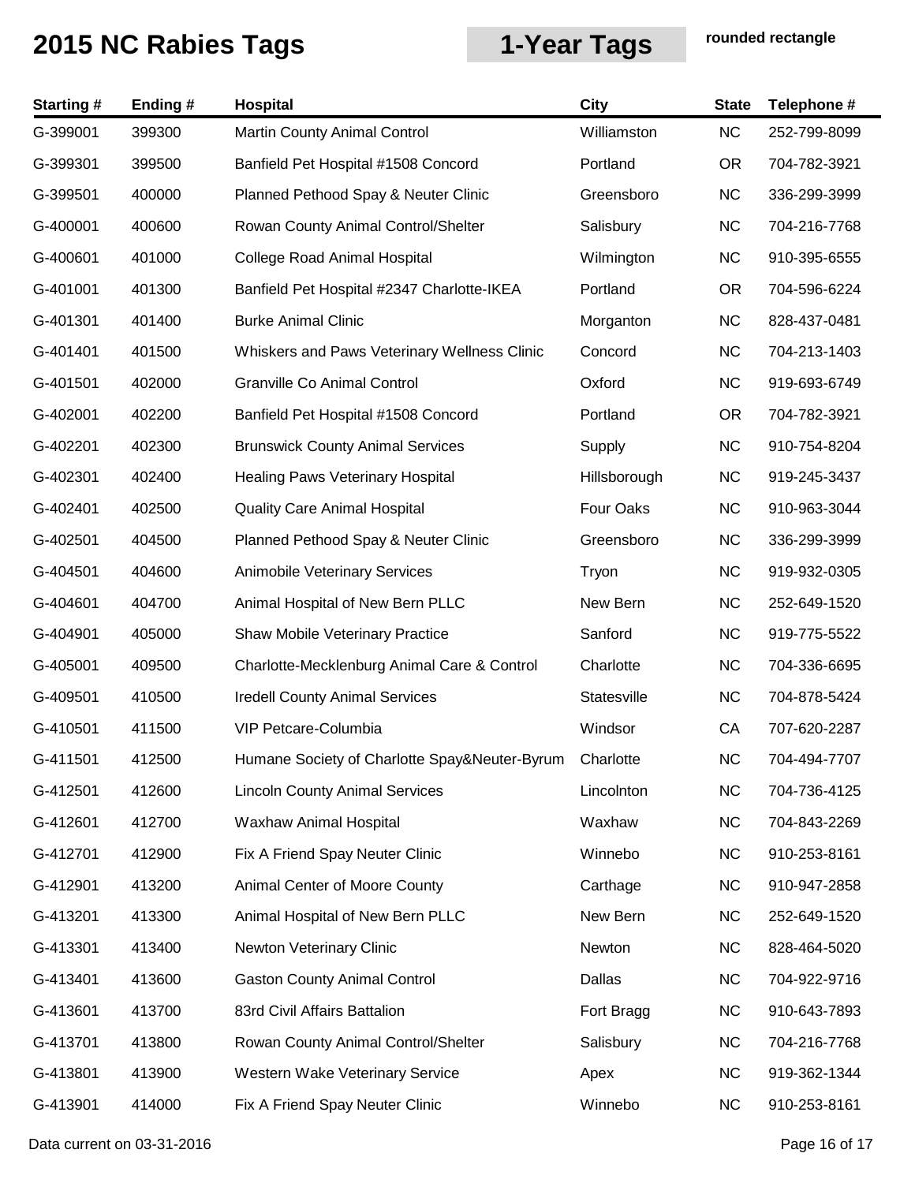# 2015 NC Rabies Tags

## 1-Year Tags

**rounded rectangle**

| Starting # | Ending # | Hospital | City | State | Telephone # |
|---|---|---|---|---|---|
| G-399001 | 399300 | Martin County Animal Control | Williamston | NC | 252-799-8099 |
| G-399301 | 399500 | Banfield Pet Hospital #1508 Concord | Portland | OR | 704-782-3921 |
| G-399501 | 400000 | Planned Pethood Spay & Neuter Clinic | Greensboro | NC | 336-299-3999 |
| G-400001 | 400600 | Rowan County Animal Control/Shelter | Salisbury | NC | 704-216-7768 |
| G-400601 | 401000 | College Road Animal Hospital | Wilmington | NC | 910-395-6555 |
| G-401001 | 401300 | Banfield Pet Hospital #2347 Charlotte-IKEA | Portland | OR | 704-596-6224 |
| G-401301 | 401400 | Burke Animal Clinic | Morganton | NC | 828-437-0481 |
| G-401401 | 401500 | Whiskers and Paws Veterinary Wellness Clinic | Concord | NC | 704-213-1403 |
| G-401501 | 402000 | Granville Co Animal Control | Oxford | NC | 919-693-6749 |
| G-402001 | 402200 | Banfield Pet Hospital #1508 Concord | Portland | OR | 704-782-3921 |
| G-402201 | 402300 | Brunswick County Animal Services | Supply | NC | 910-754-8204 |
| G-402301 | 402400 | Healing Paws Veterinary Hospital | Hillsborough | NC | 919-245-3437 |
| G-402401 | 402500 | Quality Care Animal Hospital | Four Oaks | NC | 910-963-3044 |
| G-402501 | 404500 | Planned Pethood Spay & Neuter Clinic | Greensboro | NC | 336-299-3999 |
| G-404501 | 404600 | Animobile Veterinary Services | Tryon | NC | 919-932-0305 |
| G-404601 | 404700 | Animal Hospital of New Bern PLLC | New Bern | NC | 252-649-1520 |
| G-404901 | 405000 | Shaw Mobile Veterinary Practice | Sanford | NC | 919-775-5522 |
| G-405001 | 409500 | Charlotte-Mecklenburg Animal Care & Control | Charlotte | NC | 704-336-6695 |
| G-409501 | 410500 | Iredell County Animal Services | Statesville | NC | 704-878-5424 |
| G-410501 | 411500 | VIP Petcare-Columbia | Windsor | CA | 707-620-2287 |
| G-411501 | 412500 | Humane Society of Charlotte Spay&Neuter-Byrum | Charlotte | NC | 704-494-7707 |
| G-412501 | 412600 | Lincoln County Animal Services | Lincolnton | NC | 704-736-4125 |
| G-412601 | 412700 | Waxhaw Animal Hospital | Waxhaw | NC | 704-843-2269 |
| G-412701 | 412900 | Fix A Friend Spay Neuter Clinic | Winnebo | NC | 910-253-8161 |
| G-412901 | 413200 | Animal Center of Moore County | Carthage | NC | 910-947-2858 |
| G-413201 | 413300 | Animal Hospital of New Bern PLLC | New Bern | NC | 252-649-1520 |
| G-413301 | 413400 | Newton Veterinary Clinic | Newton | NC | 828-464-5020 |
| G-413401 | 413600 | Gaston County Animal Control | Dallas | NC | 704-922-9716 |
| G-413601 | 413700 | 83rd Civil Affairs Battalion | Fort Bragg | NC | 910-643-7893 |
| G-413701 | 413800 | Rowan County Animal Control/Shelter | Salisbury | NC | 704-216-7768 |
| G-413801 | 413900 | Western Wake Veterinary Service | Apex | NC | 919-362-1344 |
| G-413901 | 414000 | Fix A Friend Spay Neuter Clinic | Winnebo | NC | 910-253-8161 |

Data current on 03-31-2016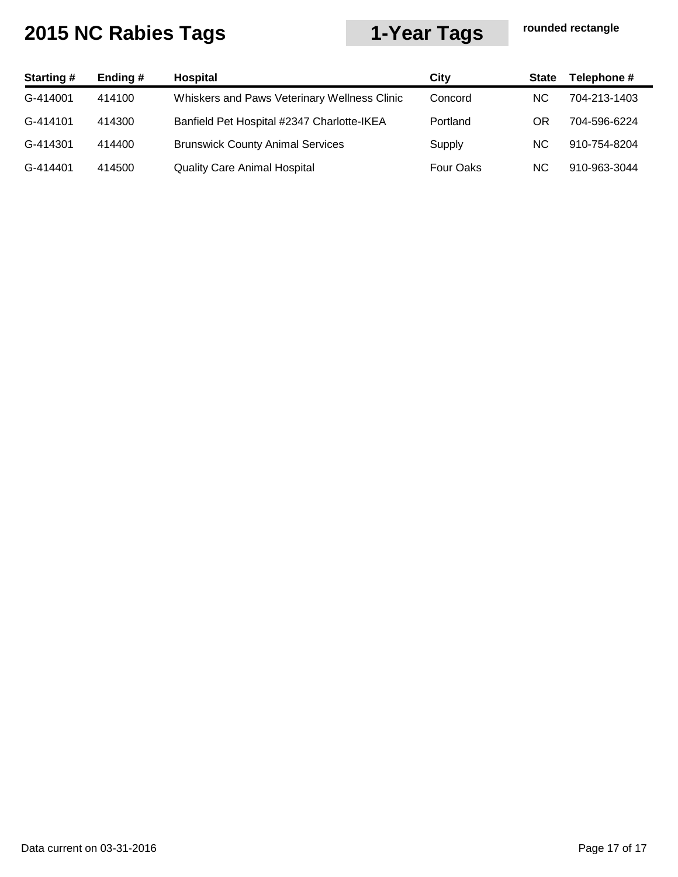# 2015 NC Rabies Tags

**1-Year Tags**

**rounded rectangle**

| Starting # | Ending # | Hospital | City | State | Telephone # |
|---|---|---|---|---|---|
| G-414001 | 414100 | Whiskers and Paws Veterinary Wellness Clinic | Concord | NC | 704-213-1403 |
| G-414101 | 414300 | Banfield Pet Hospital #2347 Charlotte-IKEA | Portland | OR | 704-596-6224 |
| G-414301 | 414400 | Brunswick County Animal Services | Supply | NC | 910-754-8204 |
| G-414401 | 414500 | Quality Care Animal Hospital | Four Oaks | NC | 910-963-3044 |

Data current on 03-31-2016